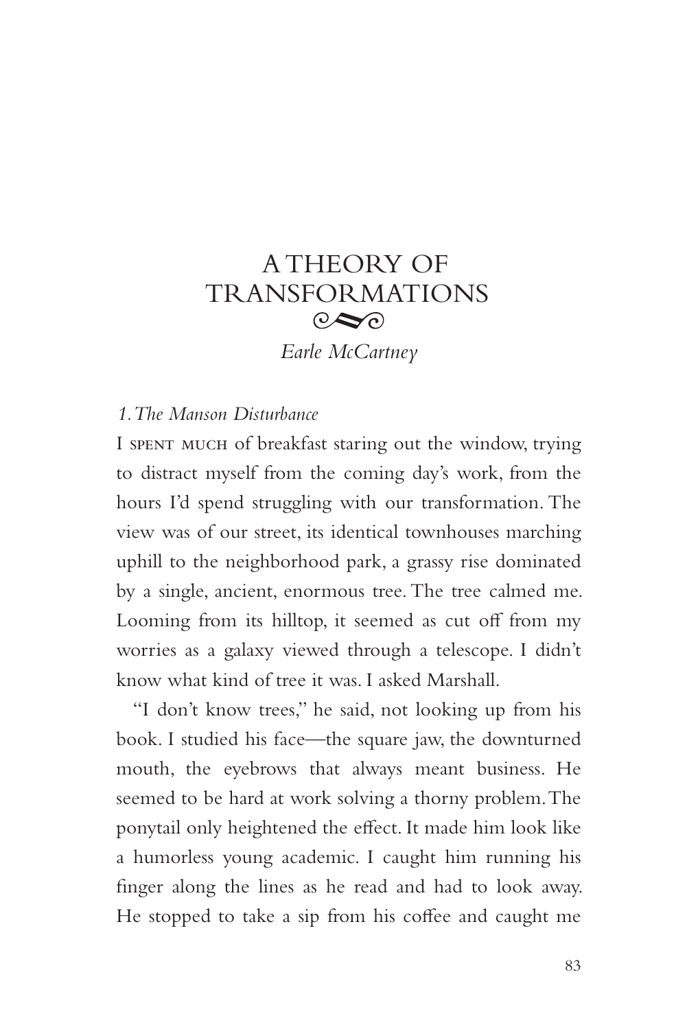# A THEORY OF TRANSFORMATIONS

*Earle McCartney*

*1. The Manson Disturbance*

I SPENT MUCH of breakfast staring out the window, trying to distract myself from the coming day's work, from the hours I'd spend struggling with our transformation. The view was of our street, its identical townhouses marching uphill to the neighborhood park, a grassy rise dominated by a single, ancient, enormous tree. The tree calmed me. Looming from its hilltop, it seemed as cut off from my worries as a galaxy viewed through a telescope. I didn't know what kind of tree it was. I asked Marshall.

"I don't know trees," he said, not looking up from his book. I studied his face—the square jaw, the downturned mouth, the eyebrows that always meant business. He seemed to be hard at work solving a thorny problem. The ponytail only heightened the effect. It made him look like a humorless young academic. I caught him running his finger along the lines as he read and had to look away. He stopped to take a sip from his coffee and caught me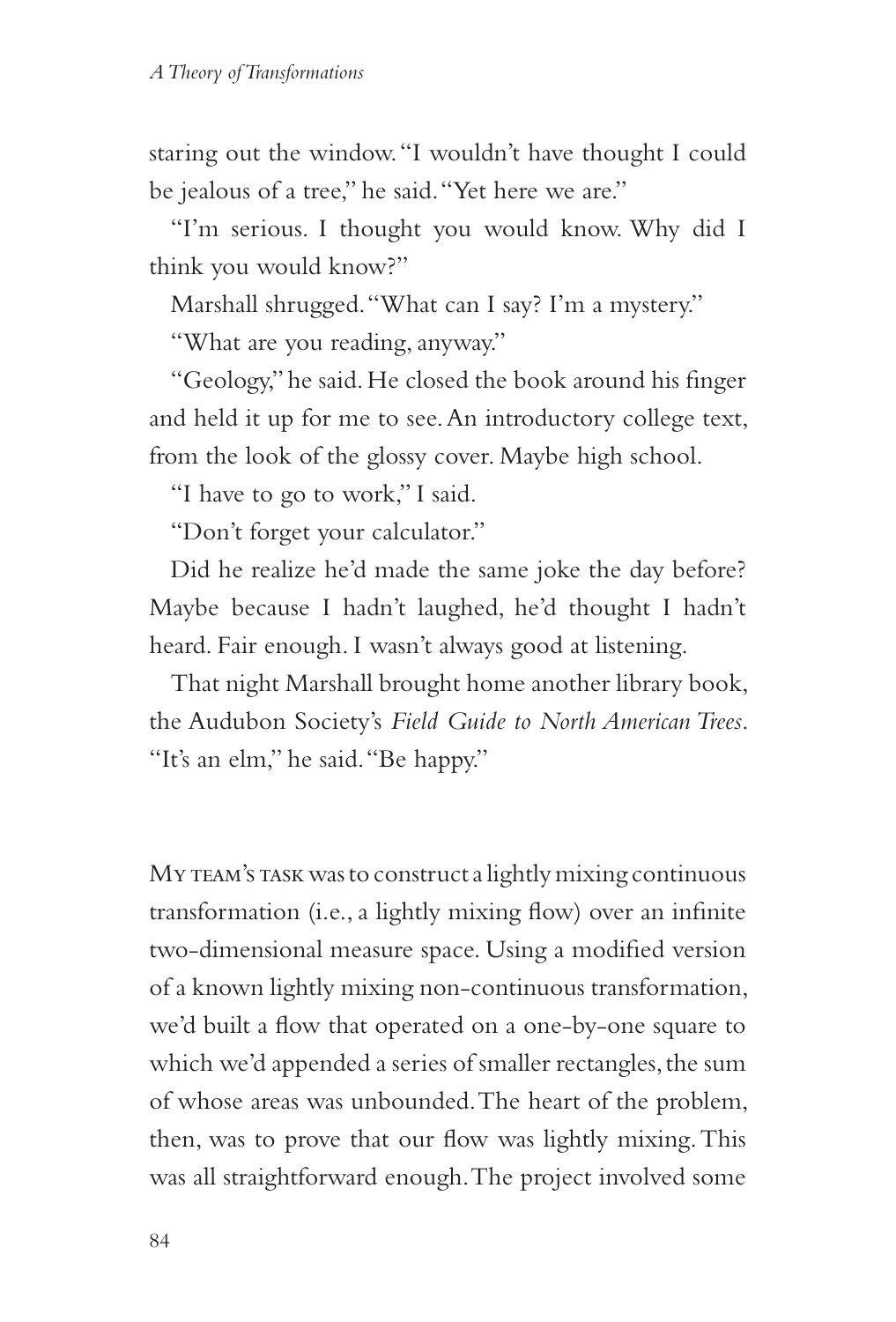staring out the window. "I wouldn't have thought I could be jealous of a tree," he said. "Yet here we are."

"I'm serious. I thought you would know. Why did I think you would know?"

Marshall shrugged. "What can I say? I'm a mystery."

"What are you reading, anyway."

"Geology," he said. He closed the book around his finger and held it up for me to see. An introductory college text, from the look of the glossy cover. Maybe high school.

"I have to go to work," I said.

"Don't forget your calculator."

Did he realize he'd made the same joke the day before? Maybe because I hadn't laughed, he'd thought I hadn't heard. Fair enough. I wasn't always good at listening.

That night Marshall brought home another library book, the Audubon Society's *Field Guide to North American Trees*. "It's an elm," he said. "Be happy."

My team's task was to construct a lightly mixing continuous transformation (i.e., a lightly mixing flow) over an infinite two-dimensional measure space. Using a modified version of a known lightly mixing non-continuous transformation, we'd built a flow that operated on a one-by-one square to which we'd appended a series of smaller rectangles, the sum of whose areas was unbounded. The heart of the problem, then, was to prove that our flow was lightly mixing. This was all straightforward enough. The project involved some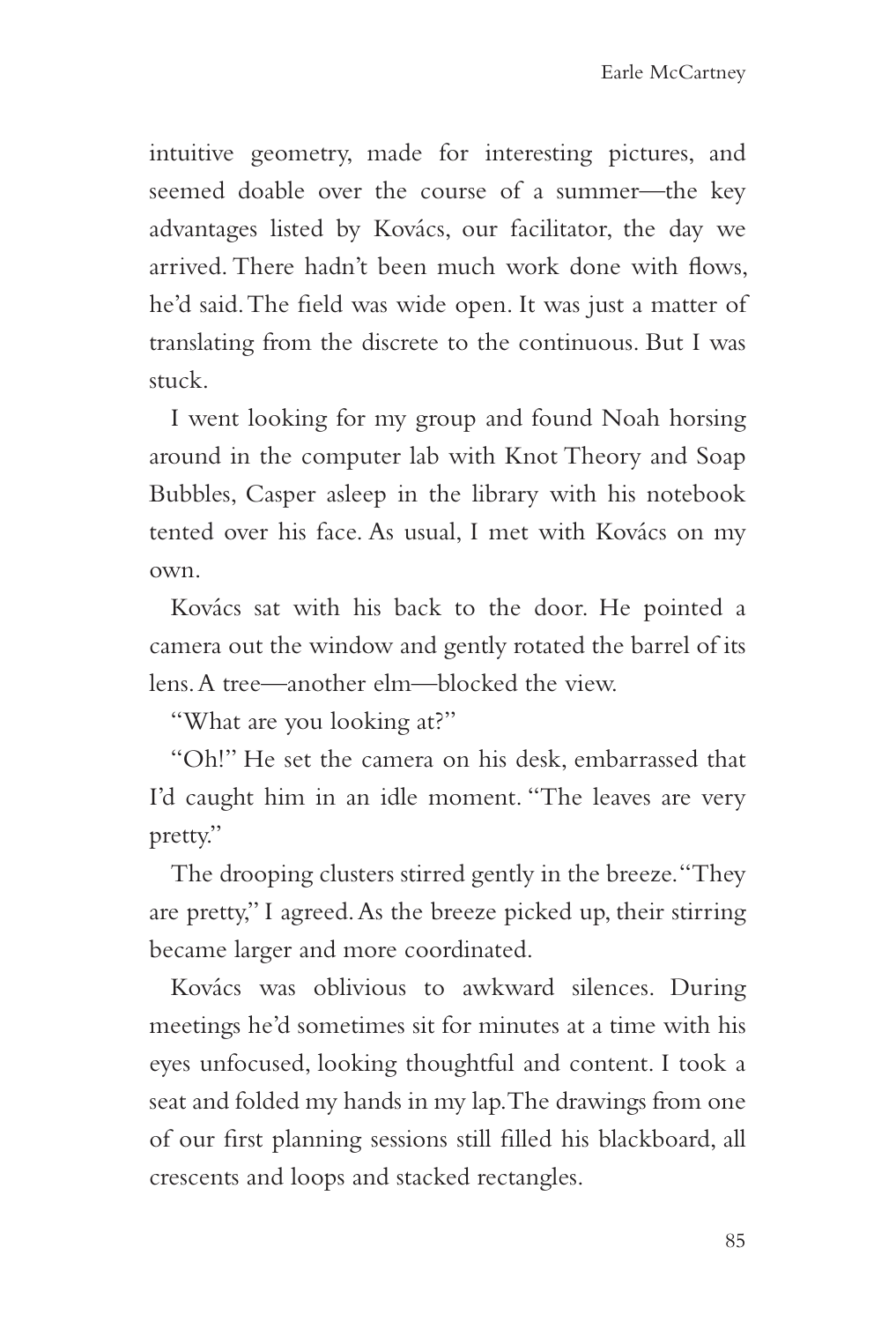intuitive geometry, made for interesting pictures, and seemed doable over the course of a summer—the key advantages listed by Kovács, our facilitator, the day we arrived. There hadn't been much work done with flows, he'd said. The field was wide open. It was just a matter of translating from the discrete to the continuous. But I was stuck.

I went looking for my group and found Noah horsing around in the computer lab with Knot Theory and Soap Bubbles, Casper asleep in the library with his notebook tented over his face. As usual, I met with Kovács on my own.

Kovács sat with his back to the door. He pointed a camera out the window and gently rotated the barrel of its lens. A tree—another elm—blocked the view.

"What are you looking at?"

"Oh!" He set the camera on his desk, embarrassed that I'd caught him in an idle moment. "The leaves are very pretty."

The drooping clusters stirred gently in the breeze. "They are pretty," I agreed. As the breeze picked up, their stirring became larger and more coordinated.

Kovács was oblivious to awkward silences. During meetings he'd sometimes sit for minutes at a time with his eyes unfocused, looking thoughtful and content. I took a seat and folded my hands in my lap. The drawings from one of our first planning sessions still filled his blackboard, all crescents and loops and stacked rectangles.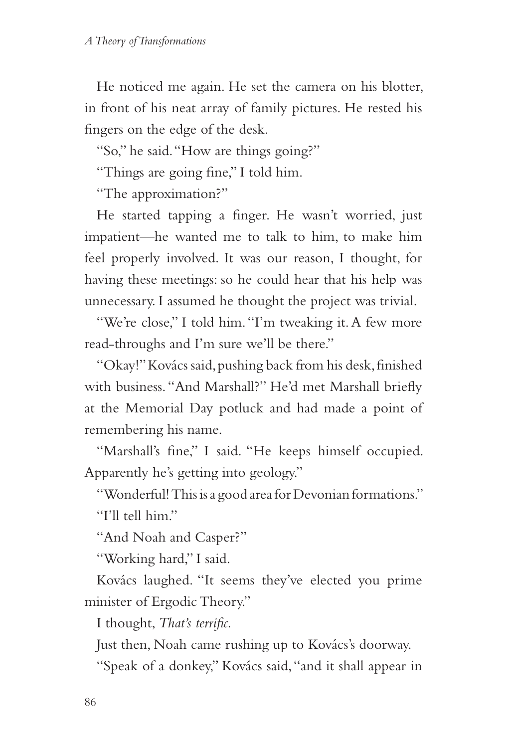He noticed me again. He set the camera on his blotter, in front of his neat array of family pictures. He rested his fingers on the edge of the desk.

"So," he said. "How are things going?"

"Things are going fine," I told him.

"The approximation?"

He started tapping a finger. He wasn't worried, just impatient—he wanted me to talk to him, to make him feel properly involved. It was our reason, I thought, for having these meetings: so he could hear that his help was unnecessary. I assumed he thought the project was trivial.

"We're close," I told him. "I'm tweaking it. A few more read-throughs and I'm sure we'll be there."

"Okay!" Kovács said, pushing back from his desk, finished with business. "And Marshall?" He'd met Marshall briefly at the Memorial Day potluck and had made a point of remembering his name.

"Marshall's fine," I said. "He keeps himself occupied. Apparently he's getting into geology."

"Wonderful! This is a good area for Devonian formations."

"I'll tell him."

"And Noah and Casper?"

"Working hard," I said.

Kovács laughed. "It seems they've elected you prime minister of Ergodic Theory."

I thought, *That's terrific.*

Just then, Noah came rushing up to Kovács's doorway.

"Speak of a donkey," Kovács said, "and it shall appear in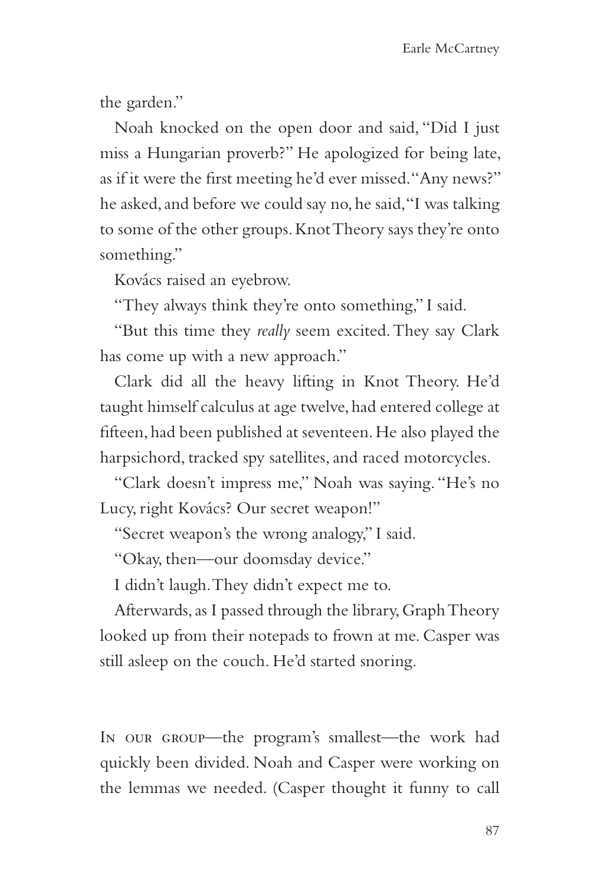the garden."

Noah knocked on the open door and said, "Did I just miss a Hungarian proverb?" He apologized for being late, as if it were the first meeting he'd ever missed. "Any news?" he asked, and before we could say no, he said, "I was talking to some of the other groups. Knot Theory says they're onto something."

Kovács raised an eyebrow.

"They always think they're onto something," I said.

"But this time they *really* seem excited. They say Clark has come up with a new approach."

Clark did all the heavy lifting in Knot Theory. He'd taught himself calculus at age twelve, had entered college at fifteen, had been published at seventeen. He also played the harpsichord, tracked spy satellites, and raced motorcycles.

"Clark doesn't impress me," Noah was saying. "He's no Lucy, right Kovács? Our secret weapon!"

"Secret weapon's the wrong analogy," I said.

"Okay, then—our doomsday device."

I didn't laugh. They didn't expect me to.

Afterwards, as I passed through the library, Graph Theory looked up from their notepads to frown at me. Casper was still asleep on the couch. He'd started snoring.

In our group—the program's smallest—the work had quickly been divided. Noah and Casper were working on the lemmas we needed. (Casper thought it funny to call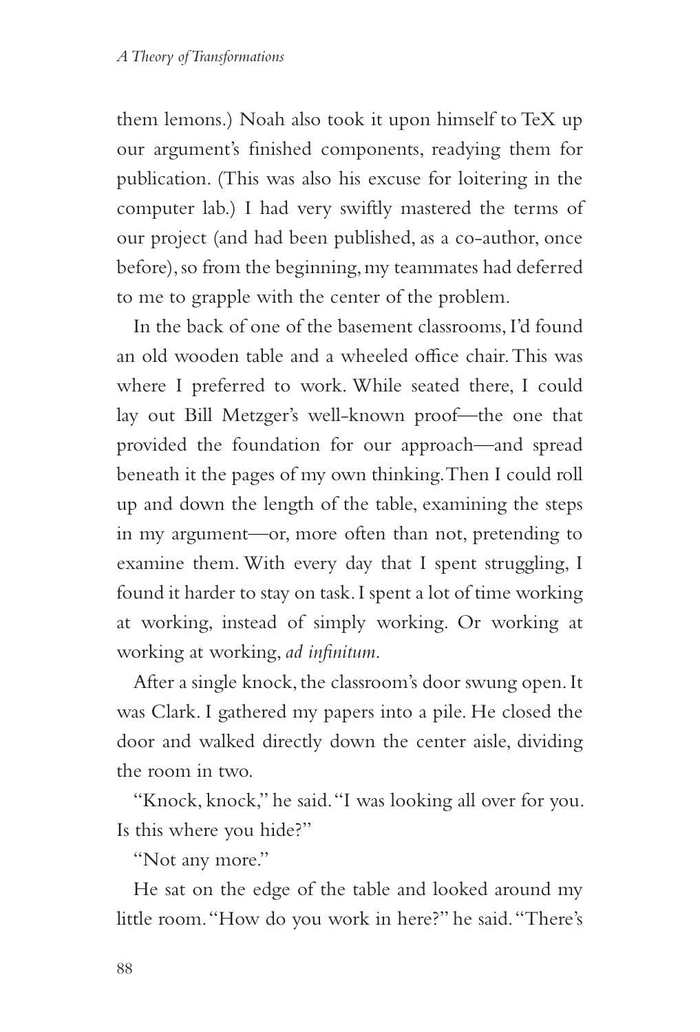them lemons.) Noah also took it upon himself to TeX up our argument's finished components, readying them for publication. (This was also his excuse for loitering in the computer lab.) I had very swiftly mastered the terms of our project (and had been published, as a co-author, once before), so from the beginning, my teammates had deferred to me to grapple with the center of the problem.

In the back of one of the basement classrooms, I'd found an old wooden table and a wheeled office chair. This was where I preferred to work. While seated there, I could lay out Bill Metzger's well-known proof—the one that provided the foundation for our approach—and spread beneath it the pages of my own thinking. Then I could roll up and down the length of the table, examining the steps in my argument—or, more often than not, pretending to examine them. With every day that I spent struggling, I found it harder to stay on task. I spent a lot of time working at working, instead of simply working. Or working at working at working, *ad infinitum*.

After a single knock, the classroom's door swung open. It was Clark. I gathered my papers into a pile. He closed the door and walked directly down the center aisle, dividing the room in two.

"Knock, knock," he said. "I was looking all over for you. Is this where you hide?"

"Not any more."

He sat on the edge of the table and looked around my little room. "How do you work in here?" he said. "There's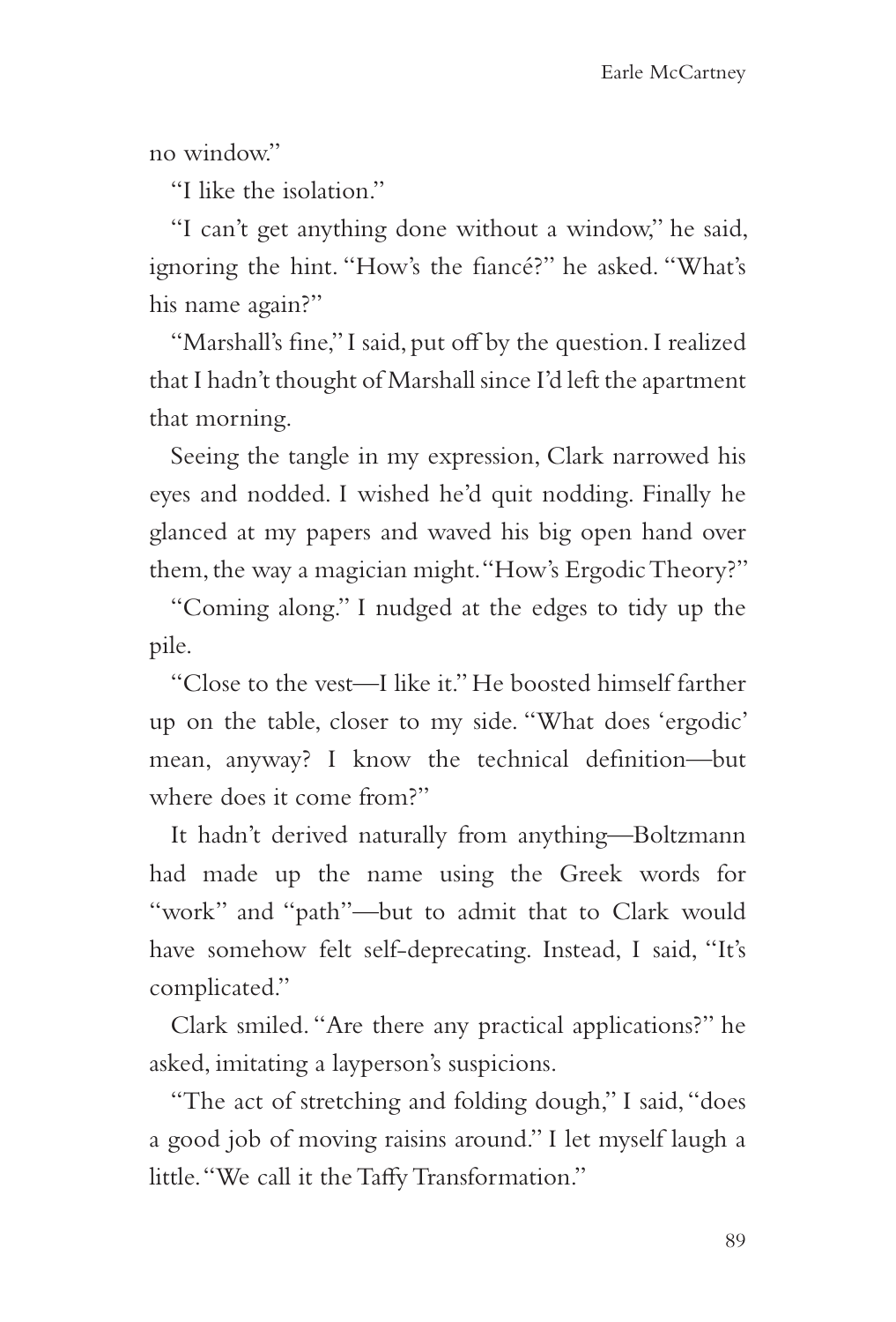no window."

"I like the isolation."

"I can't get anything done without a window," he said, ignoring the hint. "How's the fiancé?" he asked. "What's his name again?"

"Marshall's fine," I said, put off by the question. I realized that I hadn't thought of Marshall since I'd left the apartment that morning.

Seeing the tangle in my expression, Clark narrowed his eyes and nodded. I wished he'd quit nodding. Finally he glanced at my papers and waved his big open hand over them, the way a magician might. "How's Ergodic Theory?"

"Coming along." I nudged at the edges to tidy up the pile.

"Close to the vest—I like it." He boosted himself farther up on the table, closer to my side. "What does 'ergodic' mean, anyway? I know the technical definition—but where does it come from?"

It hadn't derived naturally from anything—Boltzmann had made up the name using the Greek words for "work" and "path"—but to admit that to Clark would have somehow felt self-deprecating. Instead, I said, "It's complicated."

Clark smiled. "Are there any practical applications?" he asked, imitating a layperson's suspicions.

"The act of stretching and folding dough," I said, "does a good job of moving raisins around." I let myself laugh a little. "We call it the Taffy Transformation."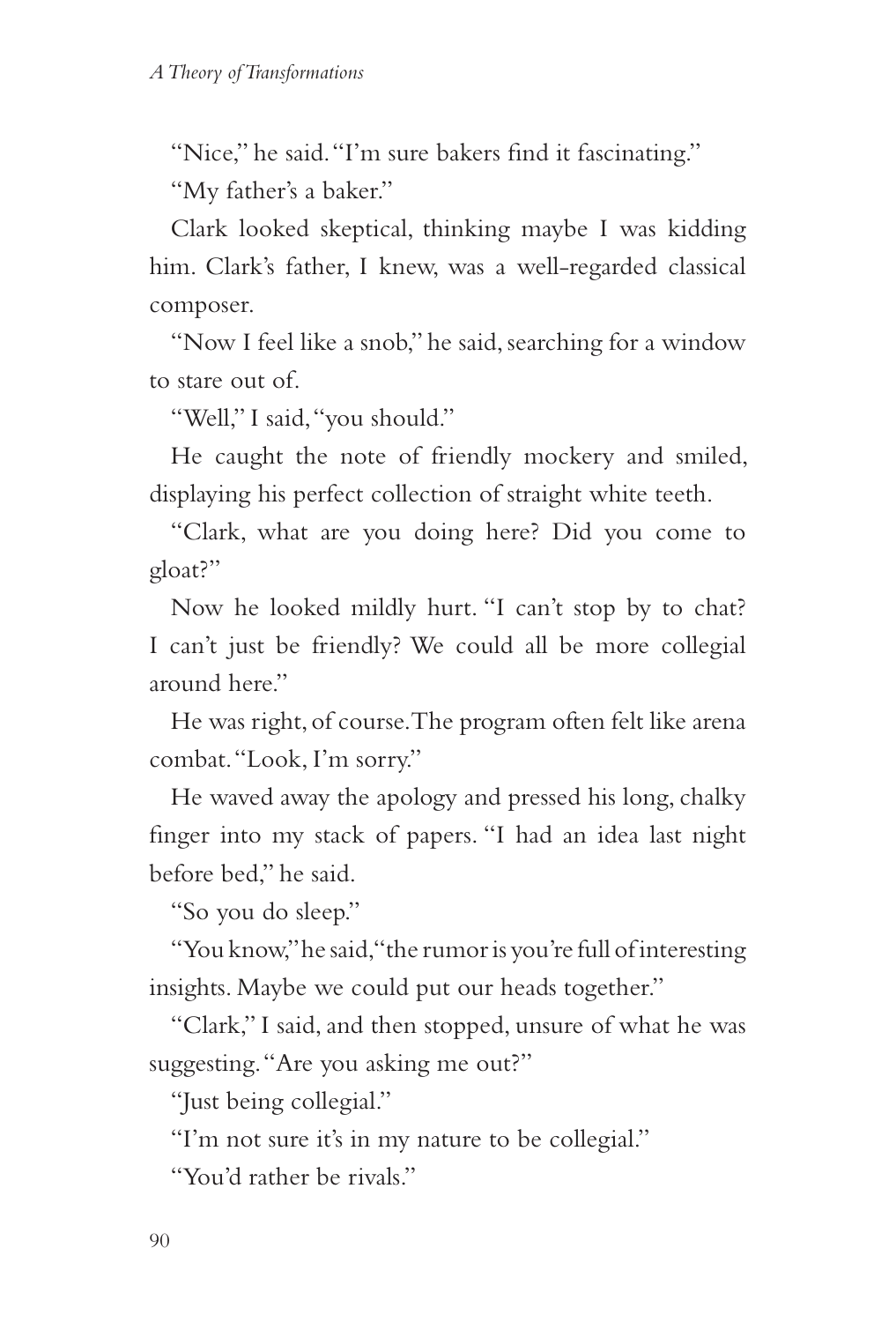"Nice," he said. "I'm sure bakers find it fascinating."

"My father's a baker."

Clark looked skeptical, thinking maybe I was kidding him. Clark's father, I knew, was a well-regarded classical composer.

"Now I feel like a snob," he said, searching for a window to stare out of.

"Well," I said, "you should."

He caught the note of friendly mockery and smiled, displaying his perfect collection of straight white teeth.

"Clark, what are you doing here? Did you come to gloat?"

Now he looked mildly hurt. "I can't stop by to chat? I can't just be friendly? We could all be more collegial around here."

He was right, of course. The program often felt like arena combat. "Look, I'm sorry."

He waved away the apology and pressed his long, chalky finger into my stack of papers. "I had an idea last night before bed," he said.

"So you do sleep."

"You know," he said, "the rumor is you're full of interesting insights. Maybe we could put our heads together."

"Clark," I said, and then stopped, unsure of what he was suggesting. "Are you asking me out?"

"Just being collegial."

"I'm not sure it's in my nature to be collegial."

"You'd rather be rivals."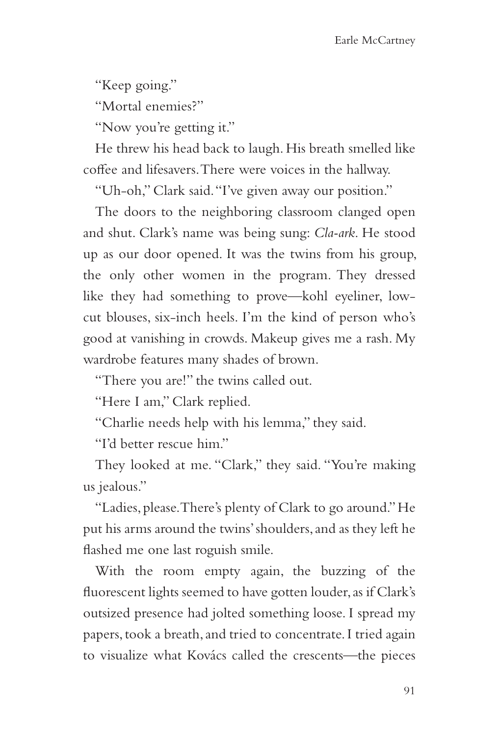"Keep going."

"Mortal enemies?"

"Now you're getting it."

He threw his head back to laugh. His breath smelled like coffee and lifesavers. There were voices in the hallway.

"Uh-oh," Clark said. "I've given away our position."

The doors to the neighboring classroom clanged open and shut. Clark's name was being sung: *Cla-ark*. He stood up as our door opened. It was the twins from his group, the only other women in the program. They dressed like they had something to prove—kohl eyeliner, low-cut blouses, six-inch heels. I'm the kind of person who's good at vanishing in crowds. Makeup gives me a rash. My wardrobe features many shades of brown.

"There you are!" the twins called out.

"Here I am," Clark replied.

"Charlie needs help with his lemma," they said.

"I'd better rescue him."

They looked at me. "Clark," they said. "You're making us jealous."

"Ladies, please. There's plenty of Clark to go around." He put his arms around the twins' shoulders, and as they left he flashed me one last roguish smile.

With the room empty again, the buzzing of the fluorescent lights seemed to have gotten louder, as if Clark's outsized presence had jolted something loose. I spread my papers, took a breath, and tried to concentrate. I tried again to visualize what Kovács called the crescents—the pieces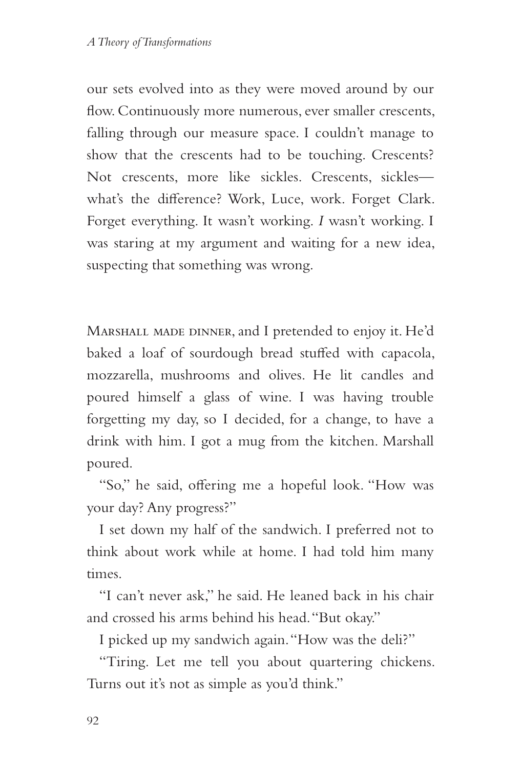our sets evolved into as they were moved around by our flow. Continuously more numerous, ever smaller crescents, falling through our measure space. I couldn't manage to show that the crescents had to be touching. Crescents? Not crescents, more like sickles. Crescents, sickles—what's the difference? Work, Luce, work. Forget Clark. Forget everything. It wasn't working. *I* wasn't working. I was staring at my argument and waiting for a new idea, suspecting that something was wrong.

Marshall made dinner, and I pretended to enjoy it. He'd baked a loaf of sourdough bread stuffed with capacola, mozzarella, mushrooms and olives. He lit candles and poured himself a glass of wine. I was having trouble forgetting my day, so I decided, for a change, to have a drink with him. I got a mug from the kitchen. Marshall poured.

"So," he said, offering me a hopeful look. "How was your day? Any progress?"

I set down my half of the sandwich. I preferred not to think about work while at home. I had told him many times.

"I can't never ask," he said. He leaned back in his chair and crossed his arms behind his head. "But okay."

I picked up my sandwich again. "How was the deli?"

"Tiring. Let me tell you about quartering chickens. Turns out it's not as simple as you'd think."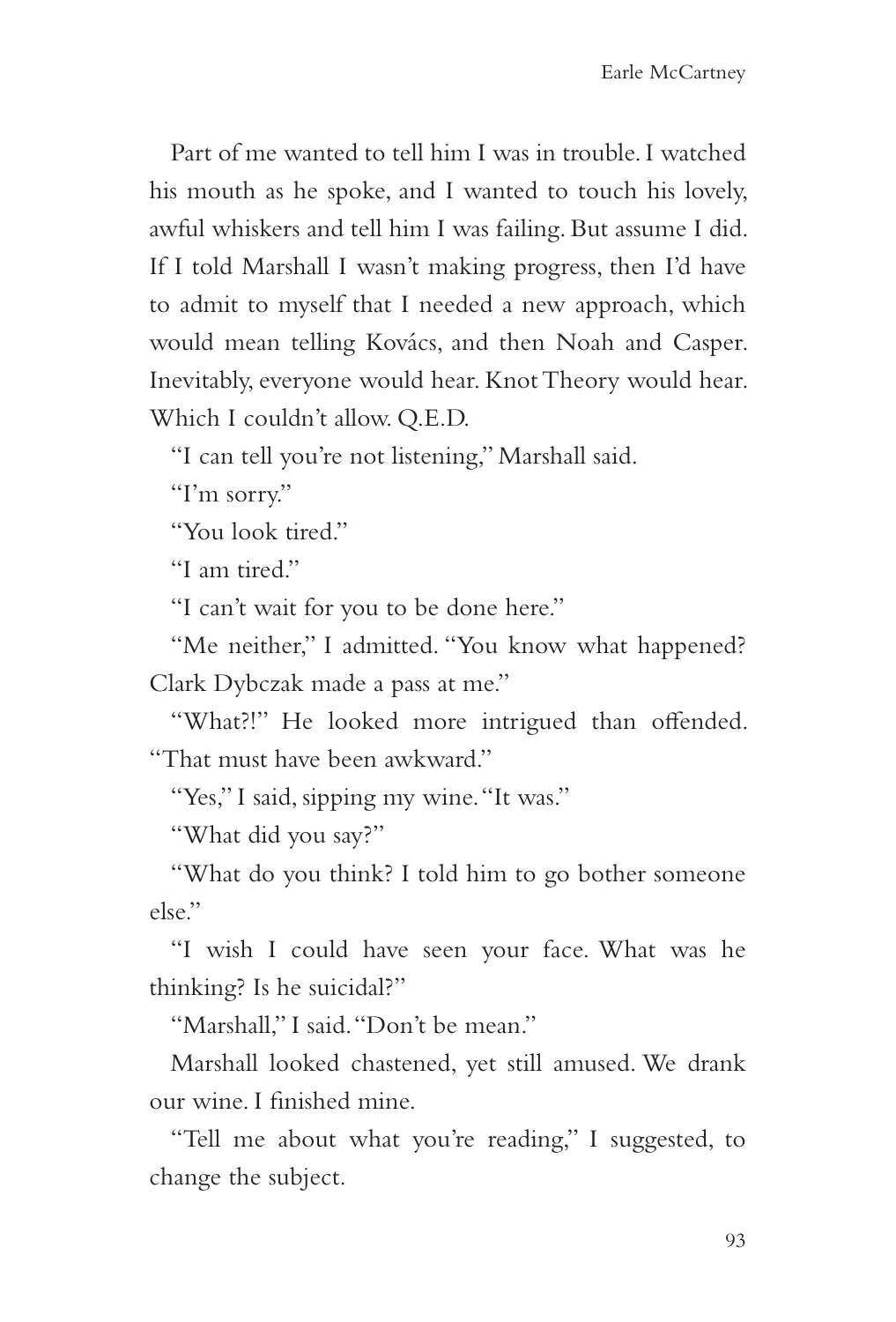Part of me wanted to tell him I was in trouble. I watched his mouth as he spoke, and I wanted to touch his lovely, awful whiskers and tell him I was failing. But assume I did. If I told Marshall I wasn't making progress, then I'd have to admit to myself that I needed a new approach, which would mean telling Kovács, and then Noah and Casper. Inevitably, everyone would hear. Knot Theory would hear. Which I couldn't allow. Q.E.D.

"I can tell you're not listening," Marshall said.

"I'm sorry."

"You look tired."

"I am tired."

"I can't wait for you to be done here."

"Me neither," I admitted. "You know what happened? Clark Dybczak made a pass at me."

"What?!" He looked more intrigued than offended. "That must have been awkward."

"Yes," I said, sipping my wine. "It was."

"What did you say?"

"What do you think? I told him to go bother someone else."

"I wish I could have seen your face. What was he thinking? Is he suicidal?"

"Marshall," I said. "Don't be mean."

Marshall looked chastened, yet still amused. We drank our wine. I finished mine.

"Tell me about what you're reading," I suggested, to change the subject.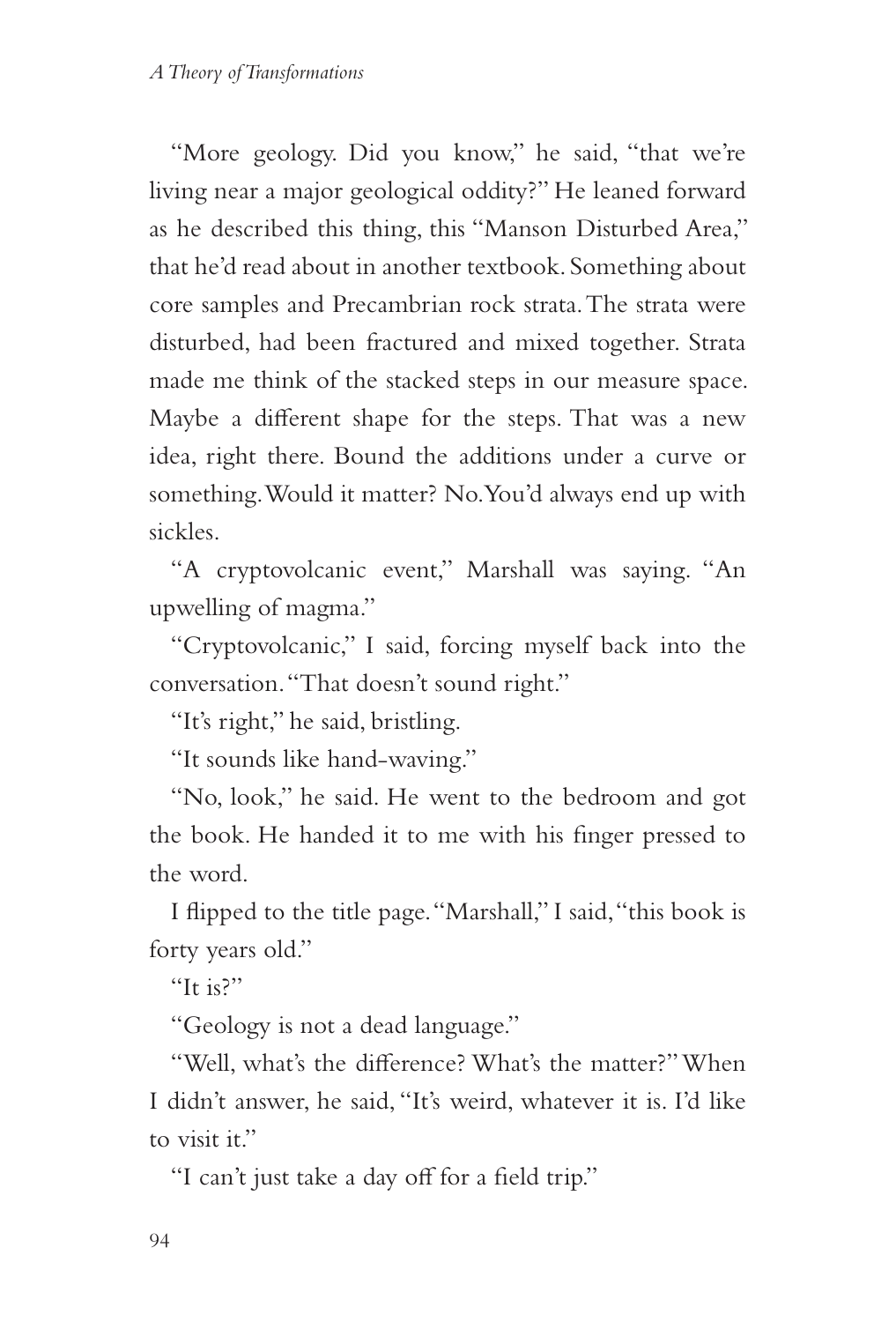"More geology. Did you know," he said, "that we're living near a major geological oddity?" He leaned forward as he described this thing, this "Manson Disturbed Area," that he'd read about in another textbook. Something about core samples and Precambrian rock strata. The strata were disturbed, had been fractured and mixed together. Strata made me think of the stacked steps in our measure space. Maybe a different shape for the steps. That was a new idea, right there. Bound the additions under a curve or something. Would it matter? No. You'd always end up with sickles.

"A cryptovolcanic event," Marshall was saying. "An upwelling of magma."

"Cryptovolcanic," I said, forcing myself back into the conversation. "That doesn't sound right."

"It's right," he said, bristling.

"It sounds like hand-waving."

"No, look," he said. He went to the bedroom and got the book. He handed it to me with his finger pressed to the word.

I flipped to the title page. "Marshall," I said, "this book is forty years old."

"It is?"

"Geology is not a dead language."

"Well, what's the difference? What's the matter?" When I didn't answer, he said, "It's weird, whatever it is. I'd like to visit it."

"I can't just take a day off for a field trip."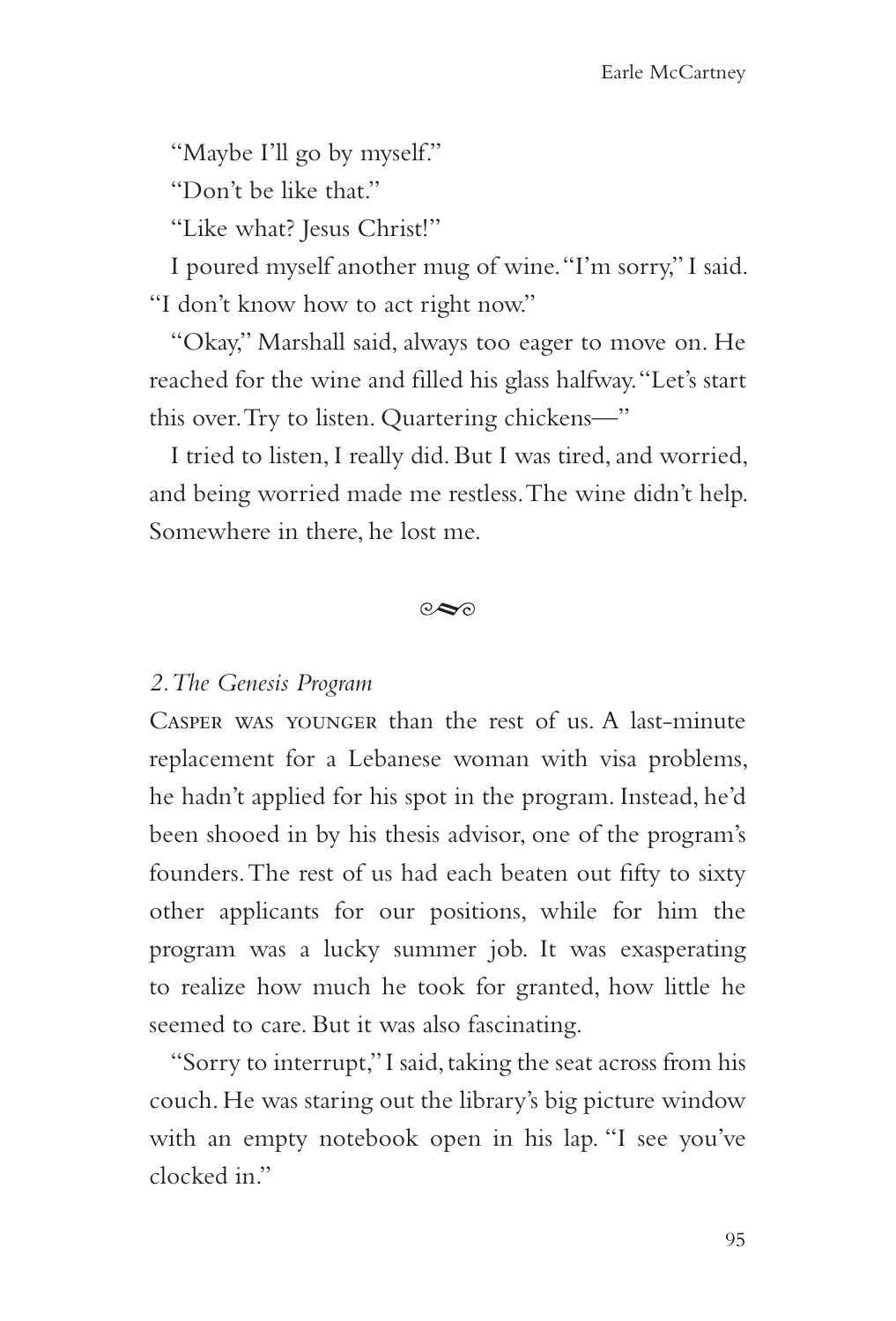"Maybe I'll go by myself."

"Don't be like that."

"Like what? Jesus Christ!"

I poured myself another mug of wine. "I'm sorry," I said. "I don't know how to act right now."

"Okay," Marshall said, always too eager to move on. He reached for the wine and filled his glass halfway. "Let's start this over. Try to listen. Quartering chickens—"

I tried to listen, I really did. But I was tired, and worried, and being worried made me restless. The wine didn't help. Somewhere in there, he lost me.

---

*2. The Genesis Program*

Casper was younger than the rest of us. A last-minute replacement for a Lebanese woman with visa problems, he hadn't applied for his spot in the program. Instead, he'd been shooed in by his thesis advisor, one of the program's founders. The rest of us had each beaten out fifty to sixty other applicants for our positions, while for him the program was a lucky summer job. It was exasperating to realize how much he took for granted, how little he seemed to care. But it was also fascinating.

"Sorry to interrupt," I said, taking the seat across from his couch. He was staring out the library's big picture window with an empty notebook open in his lap. "I see you've clocked in."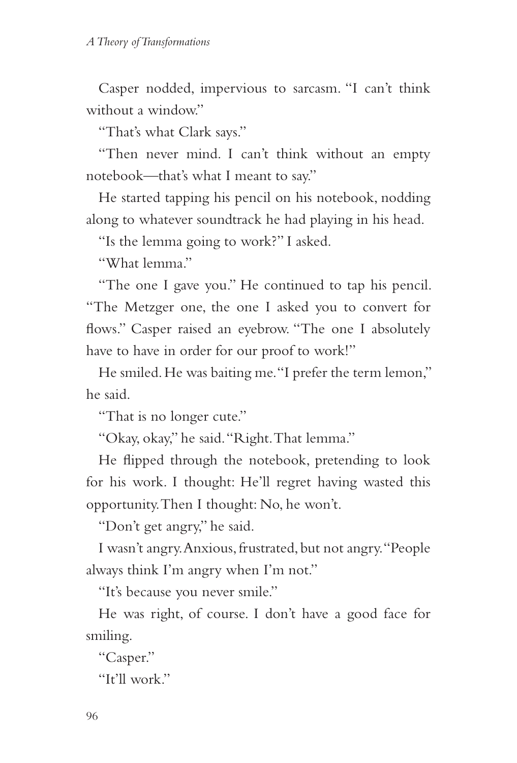Casper nodded, impervious to sarcasm. "I can't think without a window."

"That's what Clark says."

"Then never mind. I can't think without an empty notebook—that's what I meant to say."

He started tapping his pencil on his notebook, nodding along to whatever soundtrack he had playing in his head.

"Is the lemma going to work?" I asked.

"What lemma."

"The one I gave you." He continued to tap his pencil. "The Metzger one, the one I asked you to convert for flows." Casper raised an eyebrow. "The one I absolutely have to have in order for our proof to work!"

He smiled. He was baiting me. "I prefer the term lemon," he said.

"That is no longer cute."

"Okay, okay," he said. "Right. That lemma."

He flipped through the notebook, pretending to look for his work. I thought: He'll regret having wasted this opportunity. Then I thought: No, he won't.

"Don't get angry," he said.

I wasn't angry. Anxious, frustrated, but not angry. "People always think I'm angry when I'm not."

"It's because you never smile."

He was right, of course. I don't have a good face for smiling.

"Casper."

"It'll work."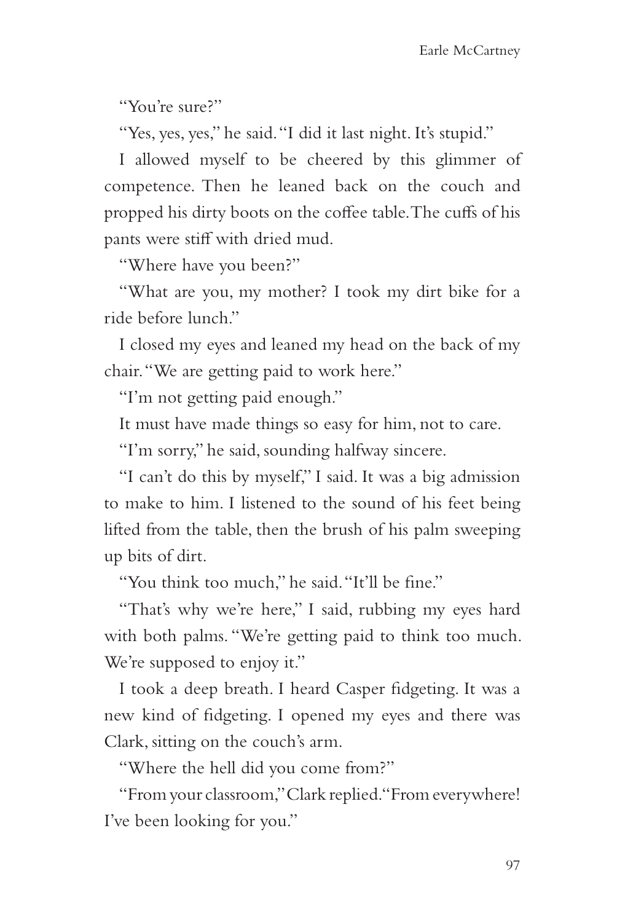"You're sure?"

"Yes, yes, yes," he said. "I did it last night. It's stupid."

I allowed myself to be cheered by this glimmer of competence. Then he leaned back on the couch and propped his dirty boots on the coffee table. The cuffs of his pants were stiff with dried mud.

"Where have you been?"

"What are you, my mother? I took my dirt bike for a ride before lunch."

I closed my eyes and leaned my head on the back of my chair. "We are getting paid to work here."

"I'm not getting paid enough."

It must have made things so easy for him, not to care.

"I'm sorry," he said, sounding halfway sincere.

"I can't do this by myself," I said. It was a big admission to make to him. I listened to the sound of his feet being lifted from the table, then the brush of his palm sweeping up bits of dirt.

"You think too much," he said. "It'll be fine."

"That's why we're here," I said, rubbing my eyes hard with both palms. "We're getting paid to think too much. We're supposed to enjoy it."

I took a deep breath. I heard Casper fidgeting. It was a new kind of fidgeting. I opened my eyes and there was Clark, sitting on the couch's arm.

"Where the hell did you come from?"

"From your classroom," Clark replied. "From everywhere! I've been looking for you."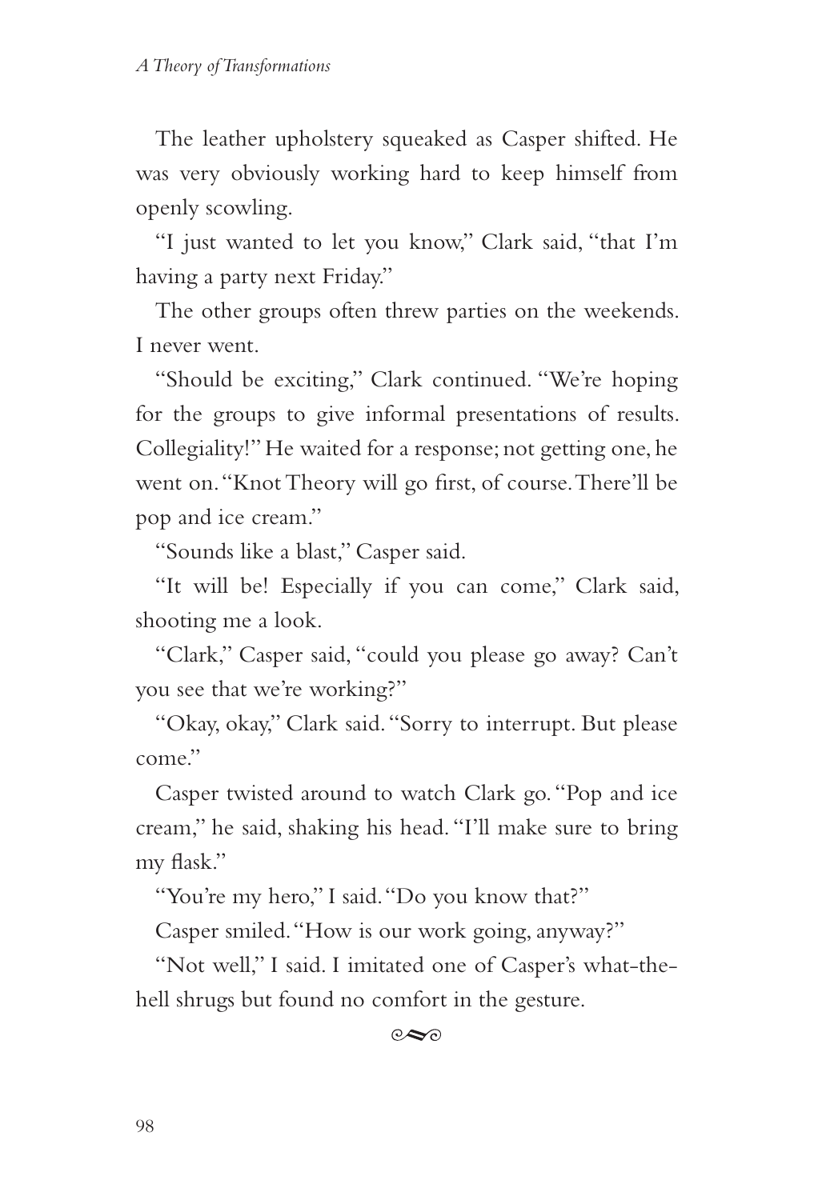The leather upholstery squeaked as Casper shifted. He was very obviously working hard to keep himself from openly scowling.

"I just wanted to let you know," Clark said, "that I'm having a party next Friday."

The other groups often threw parties on the weekends. I never went.

"Should be exciting," Clark continued. "We're hoping for the groups to give informal presentations of results. Collegiality!" He waited for a response; not getting one, he went on. "Knot Theory will go first, of course. There'll be pop and ice cream."

"Sounds like a blast," Casper said.

"It will be! Especially if you can come," Clark said, shooting me a look.

"Clark," Casper said, "could you please go away? Can't you see that we're working?"

"Okay, okay," Clark said. "Sorry to interrupt. But please come."

Casper twisted around to watch Clark go. "Pop and ice cream," he said, shaking his head. "I'll make sure to bring my flask."

"You're my hero," I said. "Do you know that?"

Casper smiled. "How is our work going, anyway?"

"Not well," I said. I imitated one of Casper's what-the-hell shrugs but found no comfort in the gesture.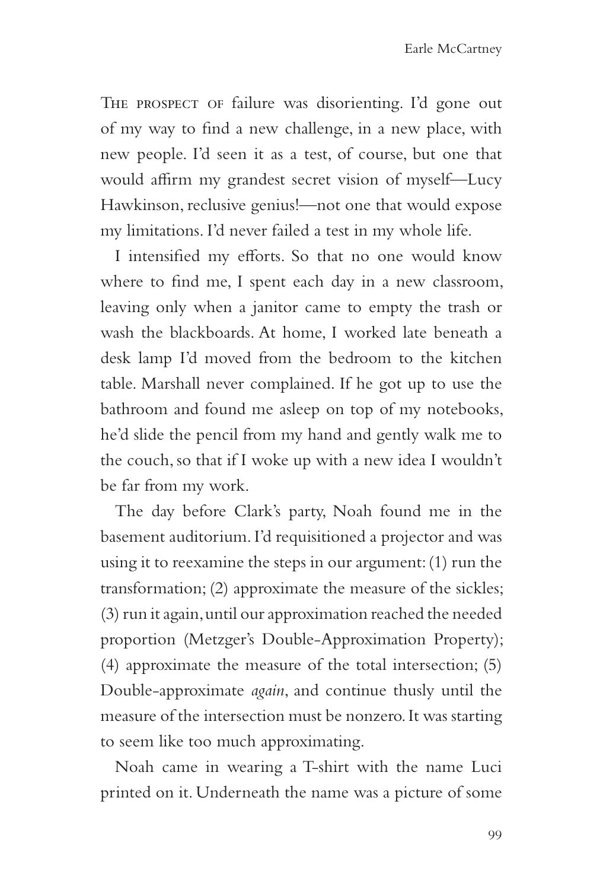The prospect of failure was disorienting. I'd gone out of my way to find a new challenge, in a new place, with new people. I'd seen it as a test, of course, but one that would affirm my grandest secret vision of myself—Lucy Hawkinson, reclusive genius!—not one that would expose my limitations. I'd never failed a test in my whole life.

I intensified my efforts. So that no one would know where to find me, I spent each day in a new classroom, leaving only when a janitor came to empty the trash or wash the blackboards. At home, I worked late beneath a desk lamp I'd moved from the bedroom to the kitchen table. Marshall never complained. If he got up to use the bathroom and found me asleep on top of my notebooks, he'd slide the pencil from my hand and gently walk me to the couch, so that if I woke up with a new idea I wouldn't be far from my work.

The day before Clark's party, Noah found me in the basement auditorium. I'd requisitioned a projector and was using it to reexamine the steps in our argument: (1) run the transformation; (2) approximate the measure of the sickles; (3) run it again, until our approximation reached the needed proportion (Metzger's Double-Approximation Property); (4) approximate the measure of the total intersection; (5) Double-approximate *again*, and continue thusly until the measure of the intersection must be nonzero. It was starting to seem like too much approximating.

Noah came in wearing a T-shirt with the name Luci printed on it. Underneath the name was a picture of some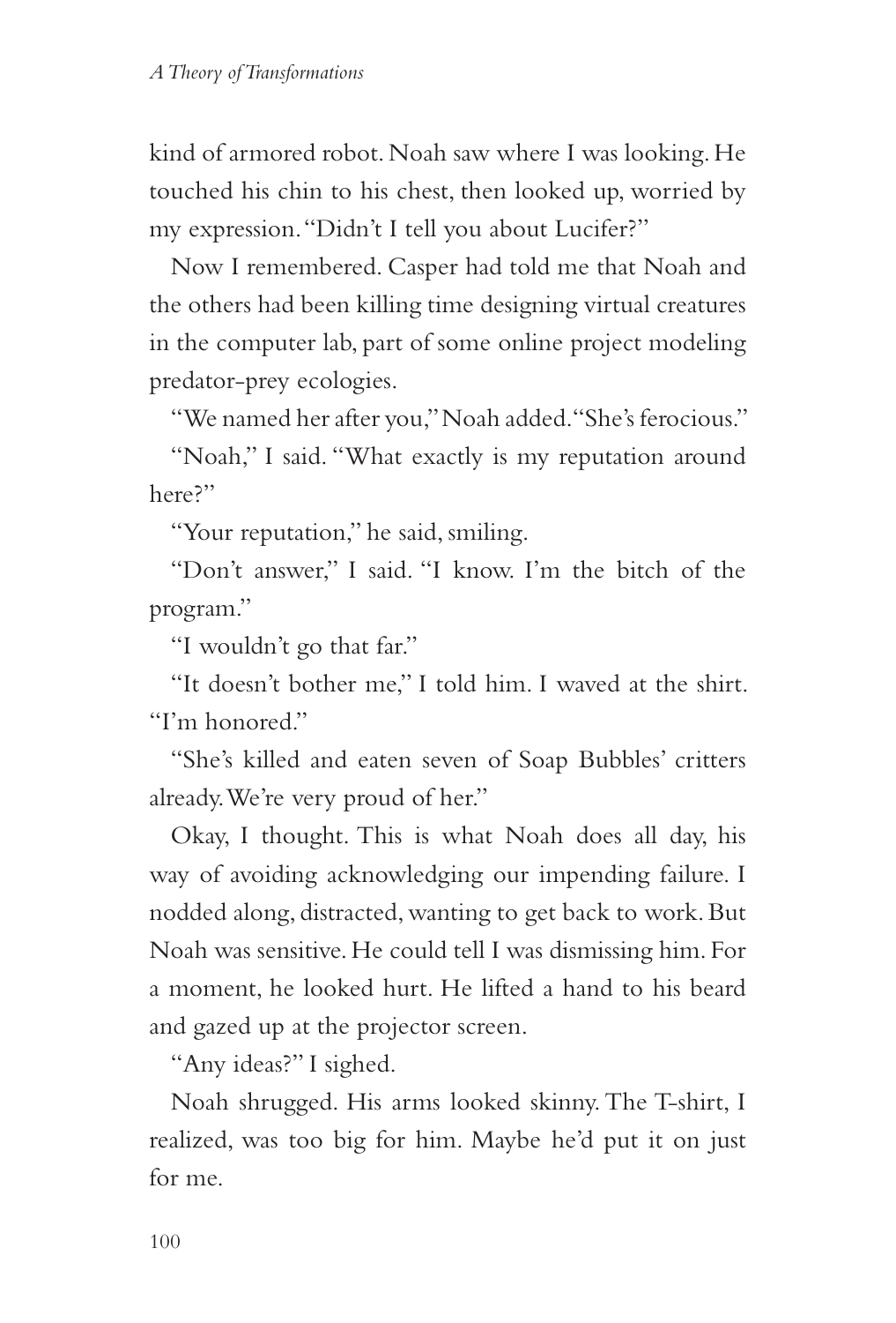kind of armored robot. Noah saw where I was looking. He touched his chin to his chest, then looked up, worried by my expression. "Didn't I tell you about Lucifer?"

Now I remembered. Casper had told me that Noah and the others had been killing time designing virtual creatures in the computer lab, part of some online project modeling predator-prey ecologies.

"We named her after you," Noah added. "She's ferocious."

"Noah," I said. "What exactly is my reputation around here?"

"Your reputation," he said, smiling.

"Don't answer," I said. "I know. I'm the bitch of the program."

"I wouldn't go that far."

"It doesn't bother me," I told him. I waved at the shirt. "I'm honored."

"She's killed and eaten seven of Soap Bubbles' critters already. We're very proud of her."

Okay, I thought. This is what Noah does all day, his way of avoiding acknowledging our impending failure. I nodded along, distracted, wanting to get back to work. But Noah was sensitive. He could tell I was dismissing him. For a moment, he looked hurt. He lifted a hand to his beard and gazed up at the projector screen.

"Any ideas?" I sighed.

Noah shrugged. His arms looked skinny. The T-shirt, I realized, was too big for him. Maybe he'd put it on just for me.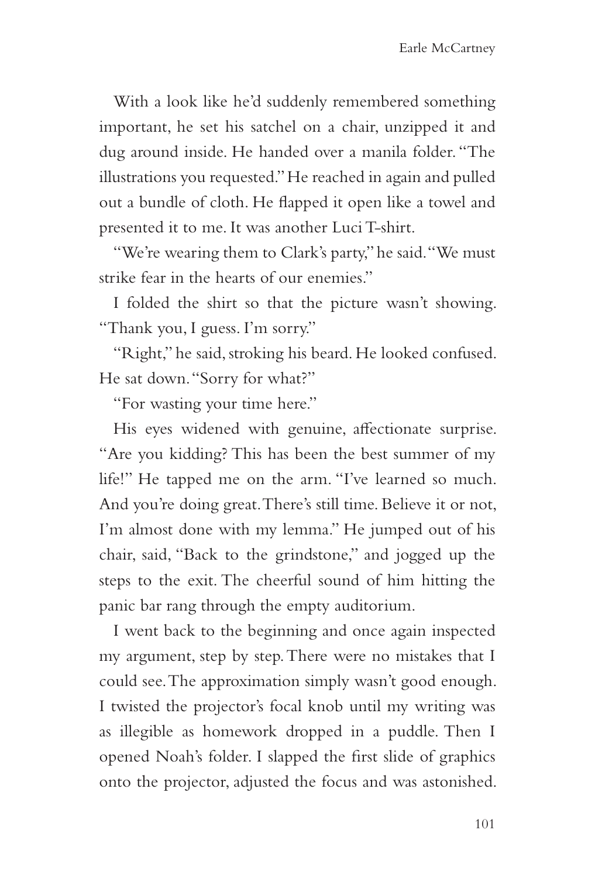With a look like he'd suddenly remembered something important, he set his satchel on a chair, unzipped it and dug around inside. He handed over a manila folder. "The illustrations you requested." He reached in again and pulled out a bundle of cloth. He flapped it open like a towel and presented it to me. It was another Luci T-shirt.

"We're wearing them to Clark's party," he said. "We must strike fear in the hearts of our enemies."

I folded the shirt so that the picture wasn't showing. "Thank you, I guess. I'm sorry."

"Right," he said, stroking his beard. He looked confused. He sat down. "Sorry for what?"

"For wasting your time here."

His eyes widened with genuine, affectionate surprise. "Are you kidding? This has been the best summer of my life!" He tapped me on the arm. "I've learned so much. And you're doing great. There's still time. Believe it or not, I'm almost done with my lemma." He jumped out of his chair, said, "Back to the grindstone," and jogged up the steps to the exit. The cheerful sound of him hitting the panic bar rang through the empty auditorium.

I went back to the beginning and once again inspected my argument, step by step. There were no mistakes that I could see. The approximation simply wasn't good enough. I twisted the projector's focal knob until my writing was as illegible as homework dropped in a puddle. Then I opened Noah's folder. I slapped the first slide of graphics onto the projector, adjusted the focus and was astonished.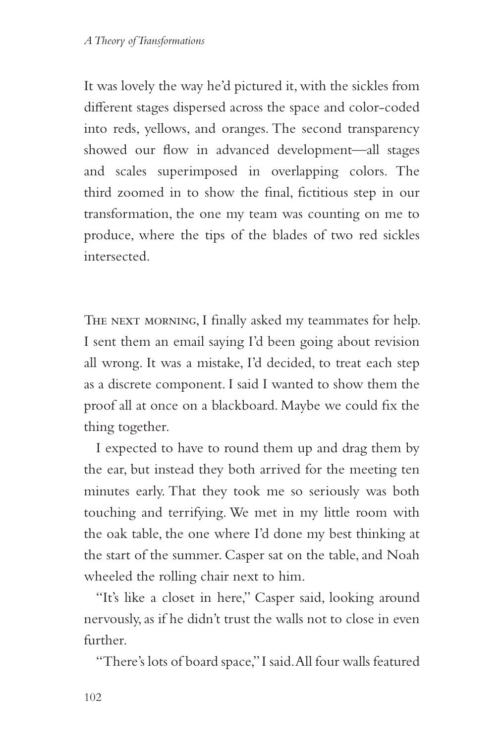It was lovely the way he'd pictured it, with the sickles from different stages dispersed across the space and color-coded into reds, yellows, and oranges. The second transparency showed our flow in advanced development—all stages and scales superimposed in overlapping colors. The third zoomed in to show the final, fictitious step in our transformation, the one my team was counting on me to produce, where the tips of the blades of two red sickles intersected.

The next morning, I finally asked my teammates for help. I sent them an email saying I'd been going about revision all wrong. It was a mistake, I'd decided, to treat each step as a discrete component. I said I wanted to show them the proof all at once on a blackboard. Maybe we could fix the thing together.

I expected to have to round them up and drag them by the ear, but instead they both arrived for the meeting ten minutes early. That they took me so seriously was both touching and terrifying. We met in my little room with the oak table, the one where I'd done my best thinking at the start of the summer. Casper sat on the table, and Noah wheeled the rolling chair next to him.

"It's like a closet in here," Casper said, looking around nervously, as if he didn't trust the walls not to close in even further.

"There's lots of board space," I said. All four walls featured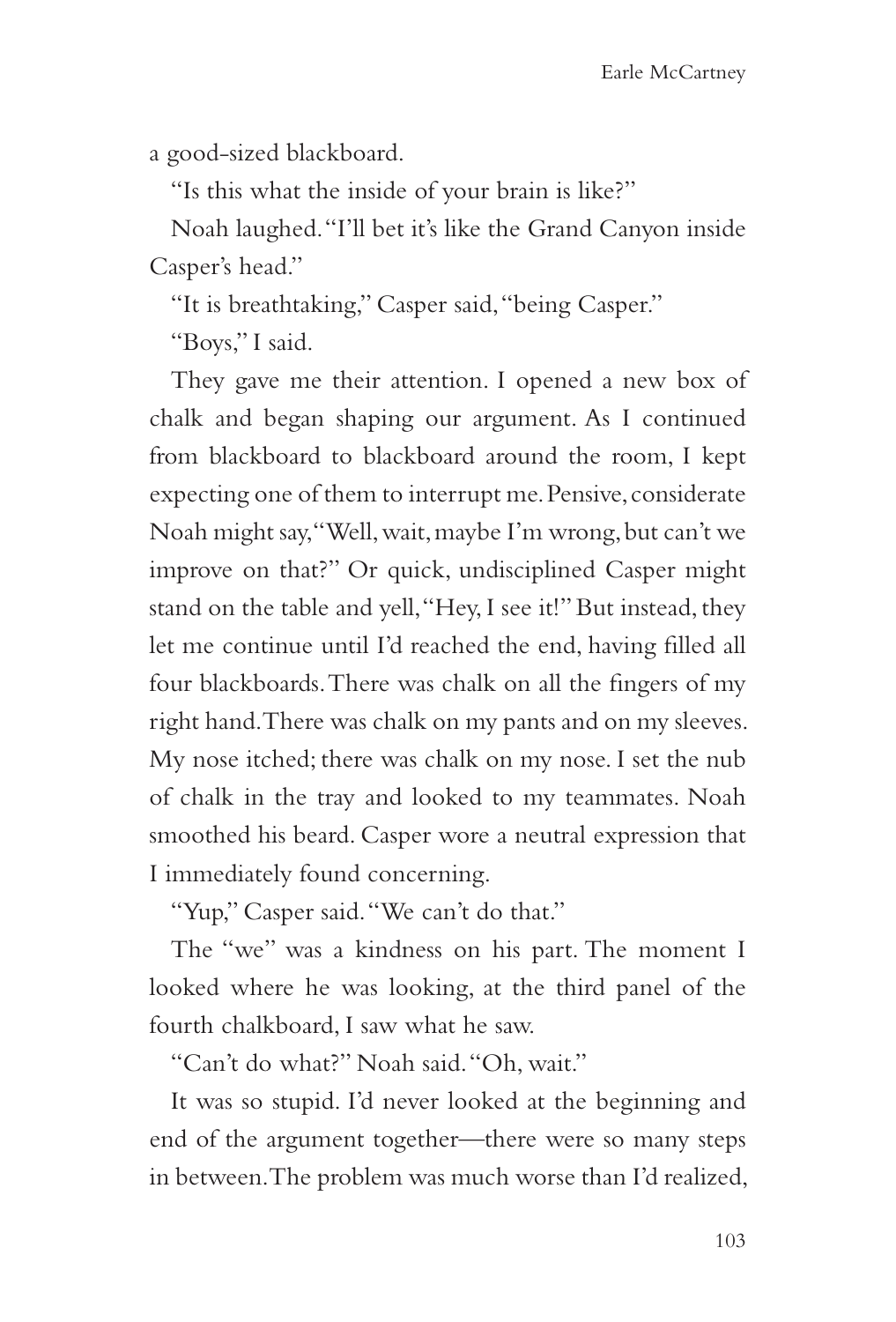a good-sized blackboard.

"Is this what the inside of your brain is like?"

Noah laughed. "I'll bet it's like the Grand Canyon inside Casper's head."

"It is breathtaking," Casper said, "being Casper."

"Boys," I said.

They gave me their attention. I opened a new box of chalk and began shaping our argument. As I continued from blackboard to blackboard around the room, I kept expecting one of them to interrupt me. Pensive, considerate Noah might say, "Well, wait, maybe I'm wrong, but can't we improve on that?" Or quick, undisciplined Casper might stand on the table and yell, "Hey, I see it!" But instead, they let me continue until I'd reached the end, having filled all four blackboards. There was chalk on all the fingers of my right hand. There was chalk on my pants and on my sleeves. My nose itched; there was chalk on my nose. I set the nub of chalk in the tray and looked to my teammates. Noah smoothed his beard. Casper wore a neutral expression that I immediately found concerning.

"Yup," Casper said. "We can't do that."

The "we" was a kindness on his part. The moment I looked where he was looking, at the third panel of the fourth chalkboard, I saw what he saw.

"Can't do what?" Noah said. "Oh, wait."

It was so stupid. I'd never looked at the beginning and end of the argument together—there were so many steps in between. The problem was much worse than I'd realized,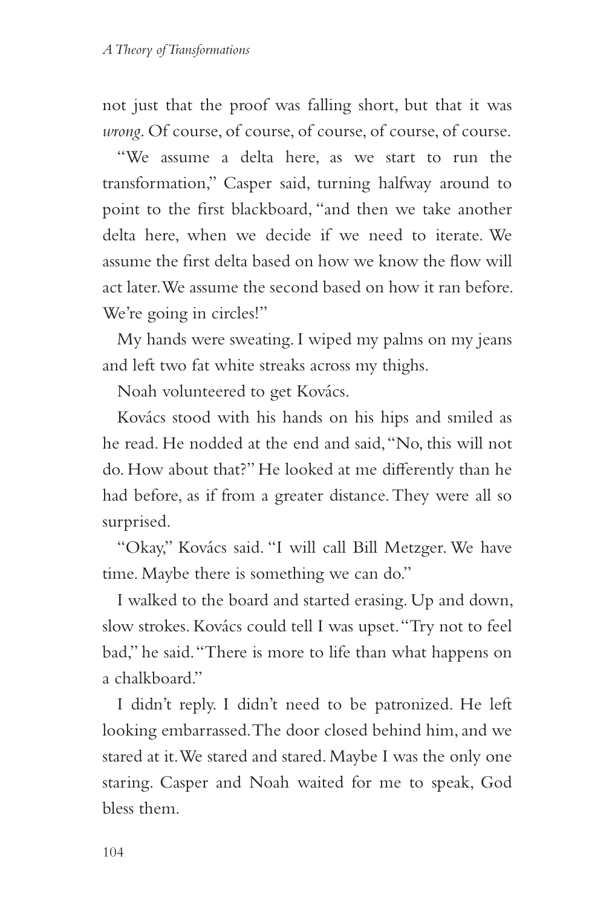not just that the proof was falling short, but that it was *wrong*. Of course, of course, of course, of course, of course.

"We assume a delta here, as we start to run the transformation," Casper said, turning halfway around to point to the first blackboard, "and then we take another delta here, when we decide if we need to iterate. We assume the first delta based on how we know the flow will act later. We assume the second based on how it ran before. We're going in circles!"

My hands were sweating. I wiped my palms on my jeans and left two fat white streaks across my thighs.

Noah volunteered to get Kovács.

Kovács stood with his hands on his hips and smiled as he read. He nodded at the end and said, "No, this will not do. How about that?" He looked at me differently than he had before, as if from a greater distance. They were all so surprised.

"Okay," Kovács said. "I will call Bill Metzger. We have time. Maybe there is something we can do."

I walked to the board and started erasing. Up and down, slow strokes. Kovács could tell I was upset. "Try not to feel bad," he said. "There is more to life than what happens on a chalkboard."

I didn't reply. I didn't need to be patronized. He left looking embarrassed. The door closed behind him, and we stared at it. We stared and stared. Maybe I was the only one staring. Casper and Noah waited for me to speak, God bless them.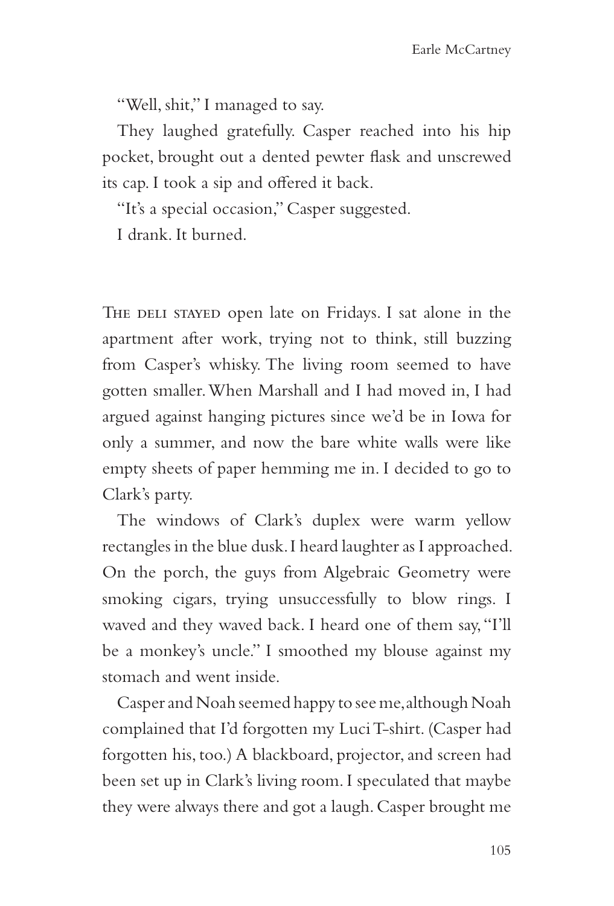"Well, shit," I managed to say.

They laughed gratefully. Casper reached into his hip pocket, brought out a dented pewter flask and unscrewed its cap. I took a sip and offered it back.

"It's a special occasion," Casper suggested.

I drank. It burned.

The deli stayed open late on Fridays. I sat alone in the apartment after work, trying not to think, still buzzing from Casper's whisky. The living room seemed to have gotten smaller. When Marshall and I had moved in, I had argued against hanging pictures since we'd be in Iowa for only a summer, and now the bare white walls were like empty sheets of paper hemming me in. I decided to go to Clark's party.

The windows of Clark's duplex were warm yellow rectangles in the blue dusk. I heard laughter as I approached. On the porch, the guys from Algebraic Geometry were smoking cigars, trying unsuccessfully to blow rings. I waved and they waved back. I heard one of them say, "I'll be a monkey's uncle." I smoothed my blouse against my stomach and went inside.

Casper and Noah seemed happy to see me, although Noah complained that I'd forgotten my Luci T-shirt. (Casper had forgotten his, too.) A blackboard, projector, and screen had been set up in Clark's living room. I speculated that maybe they were always there and got a laugh. Casper brought me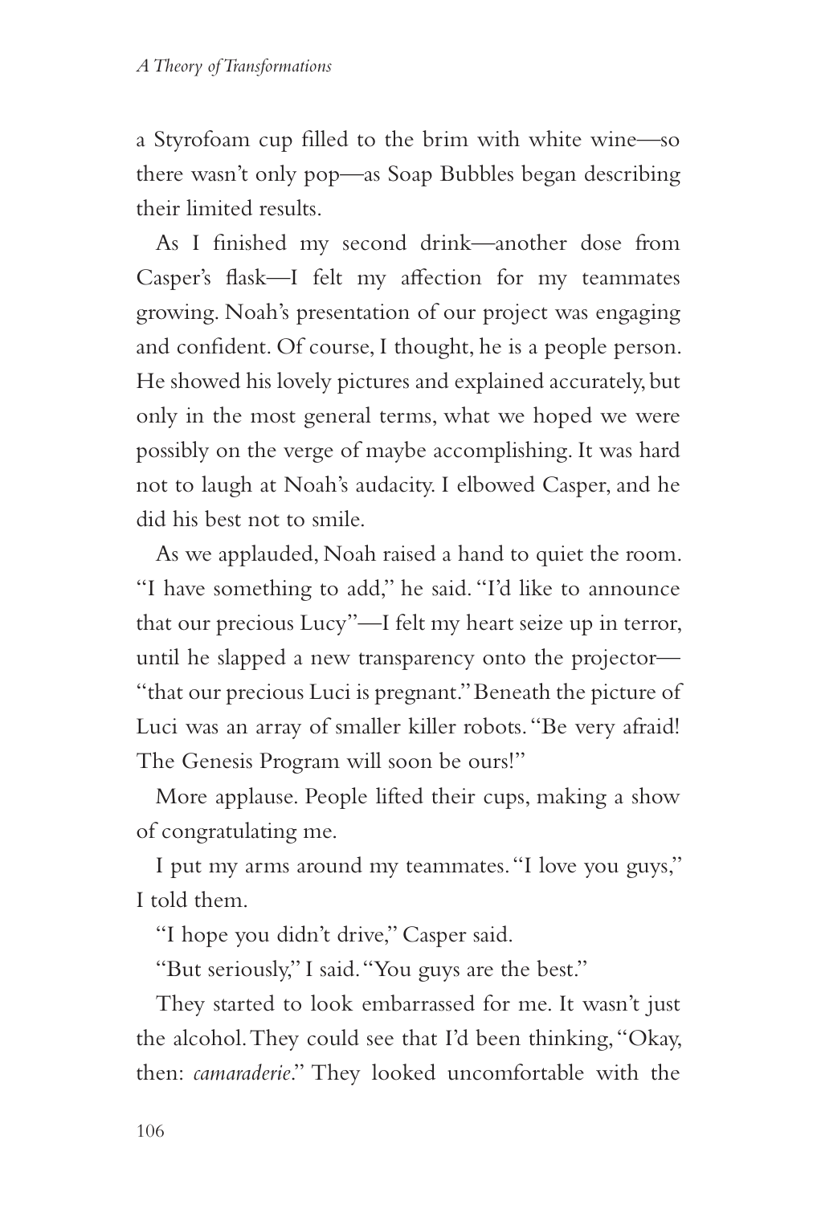a Styrofoam cup filled to the brim with white wine—so there wasn't only pop—as Soap Bubbles began describing their limited results.

As I finished my second drink—another dose from Casper's flask—I felt my affection for my teammates growing. Noah's presentation of our project was engaging and confident. Of course, I thought, he is a people person. He showed his lovely pictures and explained accurately, but only in the most general terms, what we hoped we were possibly on the verge of maybe accomplishing. It was hard not to laugh at Noah's audacity. I elbowed Casper, and he did his best not to smile.

As we applauded, Noah raised a hand to quiet the room. "I have something to add," he said. "I'd like to announce that our precious Lucy"—I felt my heart seize up in terror, until he slapped a new transparency onto the projector—"that our precious Luci is pregnant." Beneath the picture of Luci was an array of smaller killer robots. "Be very afraid! The Genesis Program will soon be ours!"

More applause. People lifted their cups, making a show of congratulating me.

I put my arms around my teammates. "I love you guys," I told them.

"I hope you didn't drive," Casper said.

"But seriously," I said. "You guys are the best."

They started to look embarrassed for me. It wasn't just the alcohol. They could see that I'd been thinking, "Okay, then: *camaraderie*." They looked uncomfortable with the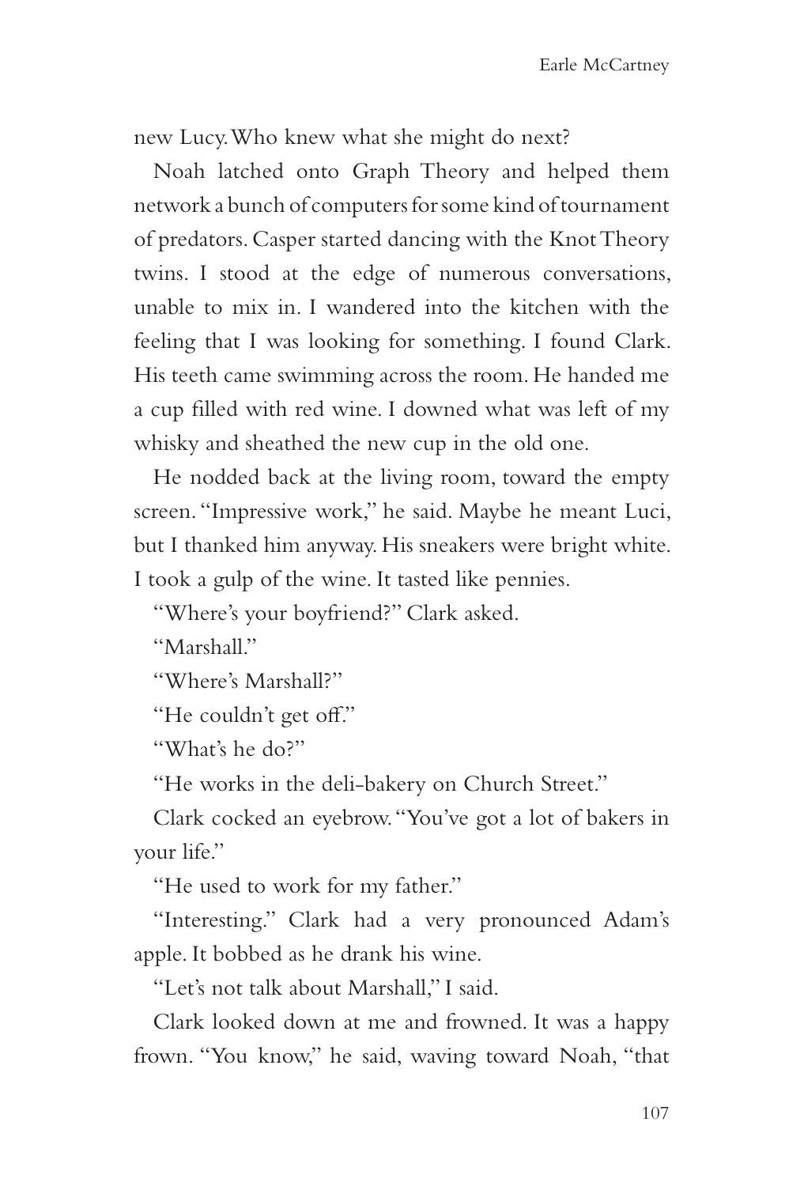new Lucy. Who knew what she might do next?

Noah latched onto Graph Theory and helped them network a bunch of computers for some kind of tournament of predators. Casper started dancing with the Knot Theory twins. I stood at the edge of numerous conversations, unable to mix in. I wandered into the kitchen with the feeling that I was looking for something. I found Clark. His teeth came swimming across the room. He handed me a cup filled with red wine. I downed what was left of my whisky and sheathed the new cup in the old one.

He nodded back at the living room, toward the empty screen. "Impressive work," he said. Maybe he meant Luci, but I thanked him anyway. His sneakers were bright white. I took a gulp of the wine. It tasted like pennies.

"Where's your boyfriend?" Clark asked.

"Marshall."

"Where's Marshall?"

"He couldn't get off."

"What's he do?"

"He works in the deli-bakery on Church Street."

Clark cocked an eyebrow. "You've got a lot of bakers in your life."

"He used to work for my father."

"Interesting." Clark had a very pronounced Adam's apple. It bobbed as he drank his wine.

"Let's not talk about Marshall," I said.

Clark looked down at me and frowned. It was a happy frown. "You know," he said, waving toward Noah, "that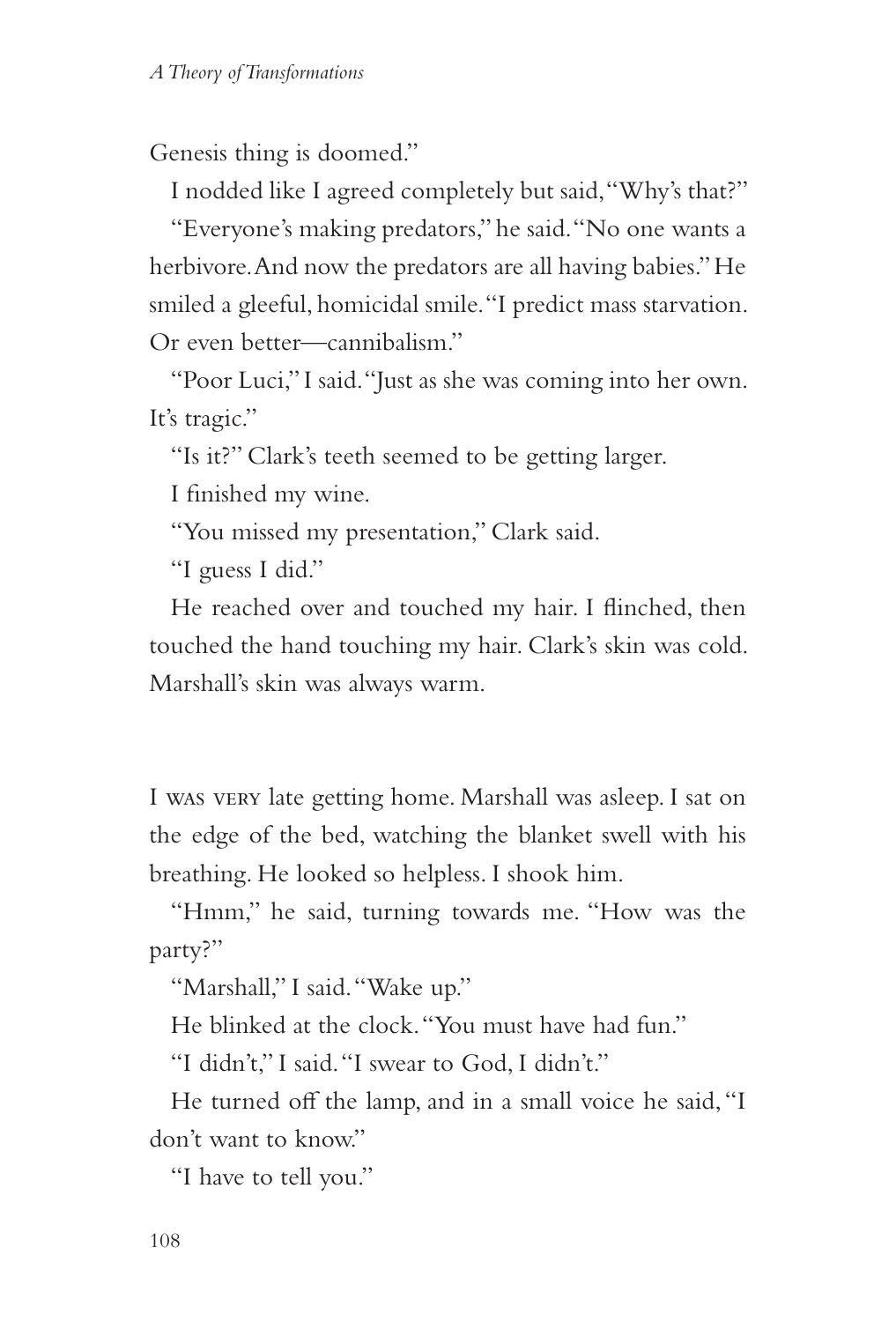Genesis thing is doomed."

I nodded like I agreed completely but said, "Why's that?"

"Everyone's making predators," he said. "No one wants a herbivore. And now the predators are all having babies." He smiled a gleeful, homicidal smile. "I predict mass starvation. Or even better—cannibalism."

"Poor Luci," I said. "Just as she was coming into her own. It's tragic."

"Is it?" Clark's teeth seemed to be getting larger.

I finished my wine.

"You missed my presentation," Clark said.

"I guess I did."

He reached over and touched my hair. I flinched, then touched the hand touching my hair. Clark's skin was cold. Marshall's skin was always warm.

I WAS VERY late getting home. Marshall was asleep. I sat on the edge of the bed, watching the blanket swell with his breathing. He looked so helpless. I shook him.

"Hmm," he said, turning towards me. "How was the party?"

"Marshall," I said. "Wake up."

He blinked at the clock. "You must have had fun."

"I didn't," I said. "I swear to God, I didn't."

He turned off the lamp, and in a small voice he said, "I don't want to know."

"I have to tell you."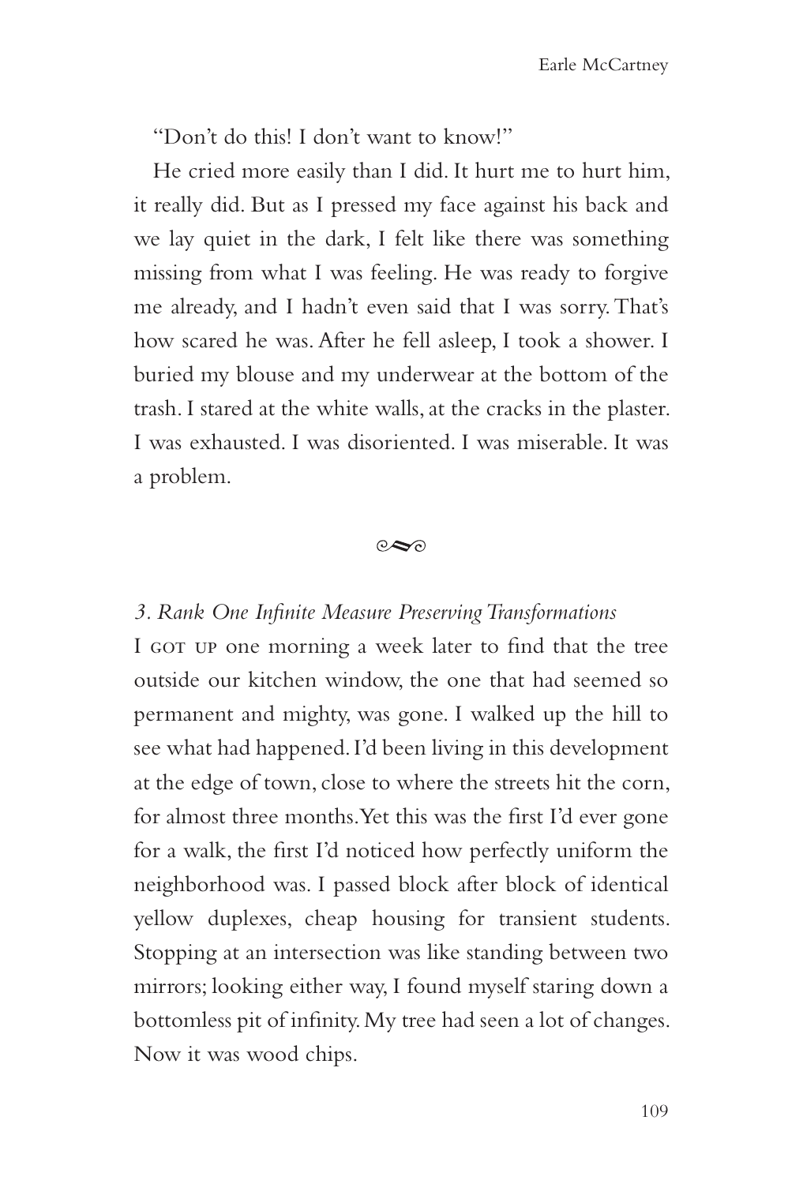"Don't do this! I don't want to know!"

He cried more easily than I did. It hurt me to hurt him, it really did. But as I pressed my face against his back and we lay quiet in the dark, I felt like there was something missing from what I was feeling. He was ready to forgive me already, and I hadn't even said that I was sorry. That's how scared he was. After he fell asleep, I took a shower. I buried my blouse and my underwear at the bottom of the trash. I stared at the white walls, at the cracks in the plaster. I was exhausted. I was disoriented. I was miserable. It was a problem.

*3. Rank One Infinite Measure Preserving Transformations*

I got up one morning a week later to find that the tree outside our kitchen window, the one that had seemed so permanent and mighty, was gone. I walked up the hill to see what had happened. I'd been living in this development at the edge of town, close to where the streets hit the corn, for almost three months. Yet this was the first I'd ever gone for a walk, the first I'd noticed how perfectly uniform the neighborhood was. I passed block after block of identical yellow duplexes, cheap housing for transient students. Stopping at an intersection was like standing between two mirrors; looking either way, I found myself staring down a bottomless pit of infinity. My tree had seen a lot of changes. Now it was wood chips.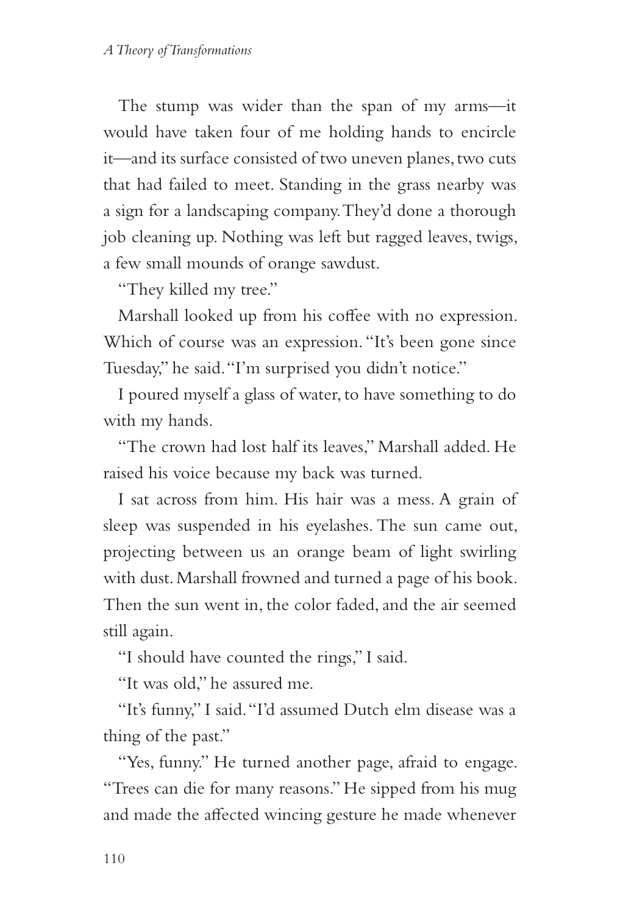The stump was wider than the span of my arms—it would have taken four of me holding hands to encircle it—and its surface consisted of two uneven planes, two cuts that had failed to meet. Standing in the grass nearby was a sign for a landscaping company. They'd done a thorough job cleaning up. Nothing was left but ragged leaves, twigs, a few small mounds of orange sawdust.

"They killed my tree."

Marshall looked up from his coffee with no expression. Which of course was an expression. "It's been gone since Tuesday," he said. "I'm surprised you didn't notice."

I poured myself a glass of water, to have something to do with my hands.

"The crown had lost half its leaves," Marshall added. He raised his voice because my back was turned.

I sat across from him. His hair was a mess. A grain of sleep was suspended in his eyelashes. The sun came out, projecting between us an orange beam of light swirling with dust. Marshall frowned and turned a page of his book. Then the sun went in, the color faded, and the air seemed still again.

"I should have counted the rings," I said.

"It was old," he assured me.

"It's funny," I said. "I'd assumed Dutch elm disease was a thing of the past."

"Yes, funny." He turned another page, afraid to engage. "Trees can die for many reasons." He sipped from his mug and made the affected wincing gesture he made whenever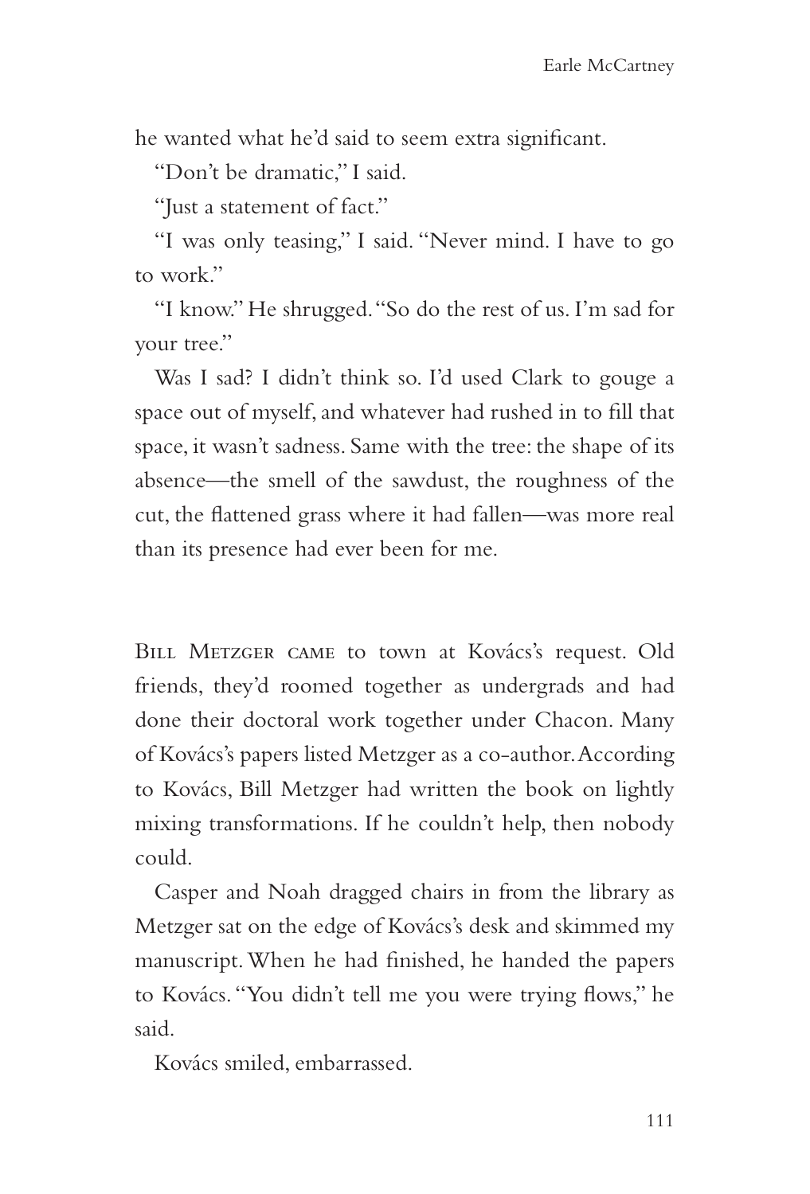he wanted what he'd said to seem extra significant.

"Don't be dramatic," I said.

"Just a statement of fact."

"I was only teasing," I said. "Never mind. I have to go to work."

"I know." He shrugged. "So do the rest of us. I'm sad for your tree."

Was I sad? I didn't think so. I'd used Clark to gouge a space out of myself, and whatever had rushed in to fill that space, it wasn't sadness. Same with the tree: the shape of its absence—the smell of the sawdust, the roughness of the cut, the flattened grass where it had fallen—was more real than its presence had ever been for me.

Bill Metzger came to town at Kovács's request. Old friends, they'd roomed together as undergrads and had done their doctoral work together under Chacon. Many of Kovács's papers listed Metzger as a co-author. According to Kovács, Bill Metzger had written the book on lightly mixing transformations. If he couldn't help, then nobody could.

Casper and Noah dragged chairs in from the library as Metzger sat on the edge of Kovács's desk and skimmed my manuscript. When he had finished, he handed the papers to Kovács. "You didn't tell me you were trying flows," he said.

Kovács smiled, embarrassed.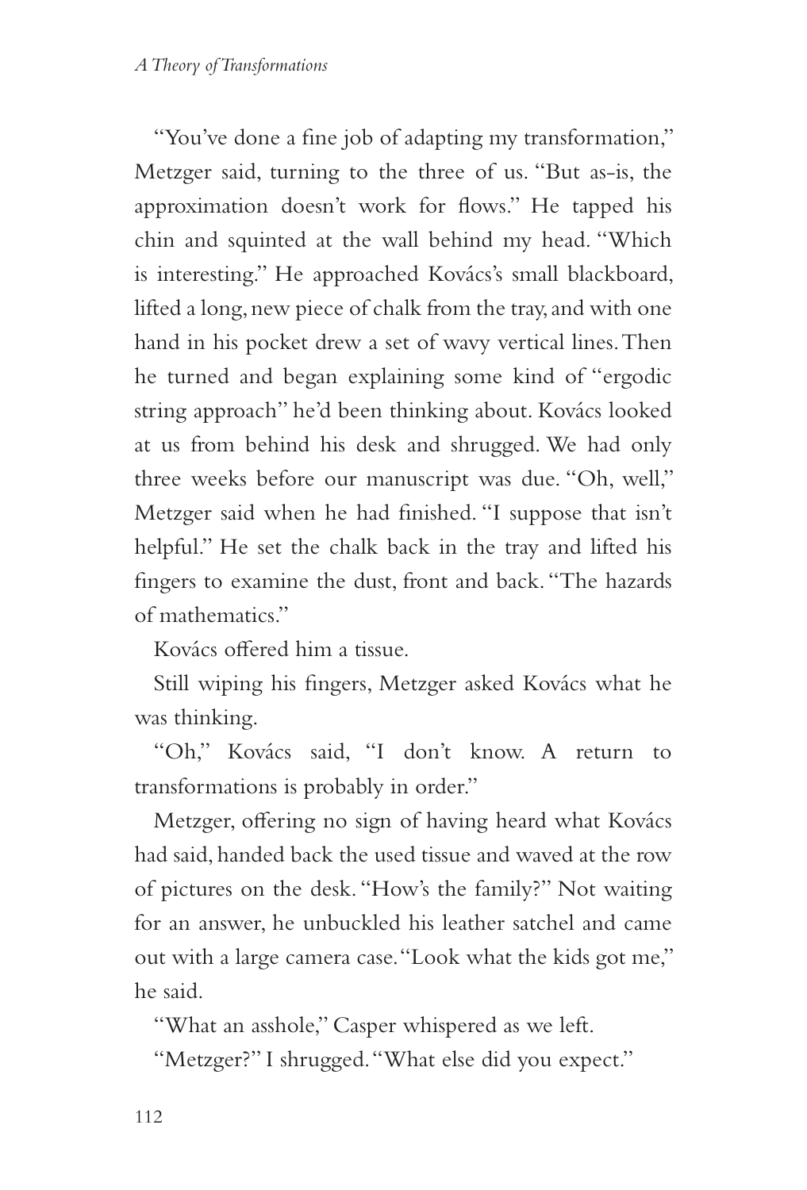"You've done a fine job of adapting my transformation," Metzger said, turning to the three of us. "But as-is, the approximation doesn't work for flows." He tapped his chin and squinted at the wall behind my head. "Which is interesting." He approached Kovács's small blackboard, lifted a long, new piece of chalk from the tray, and with one hand in his pocket drew a set of wavy vertical lines. Then he turned and began explaining some kind of "ergodic string approach" he'd been thinking about. Kovács looked at us from behind his desk and shrugged. We had only three weeks before our manuscript was due. "Oh, well," Metzger said when he had finished. "I suppose that isn't helpful." He set the chalk back in the tray and lifted his fingers to examine the dust, front and back. "The hazards of mathematics."

Kovács offered him a tissue.

Still wiping his fingers, Metzger asked Kovács what he was thinking.

"Oh," Kovács said, "I don't know. A return to transformations is probably in order."

Metzger, offering no sign of having heard what Kovács had said, handed back the used tissue and waved at the row of pictures on the desk. "How's the family?" Not waiting for an answer, he unbuckled his leather satchel and came out with a large camera case. "Look what the kids got me," he said.

"What an asshole," Casper whispered as we left.

"Metzger?" I shrugged. "What else did you expect."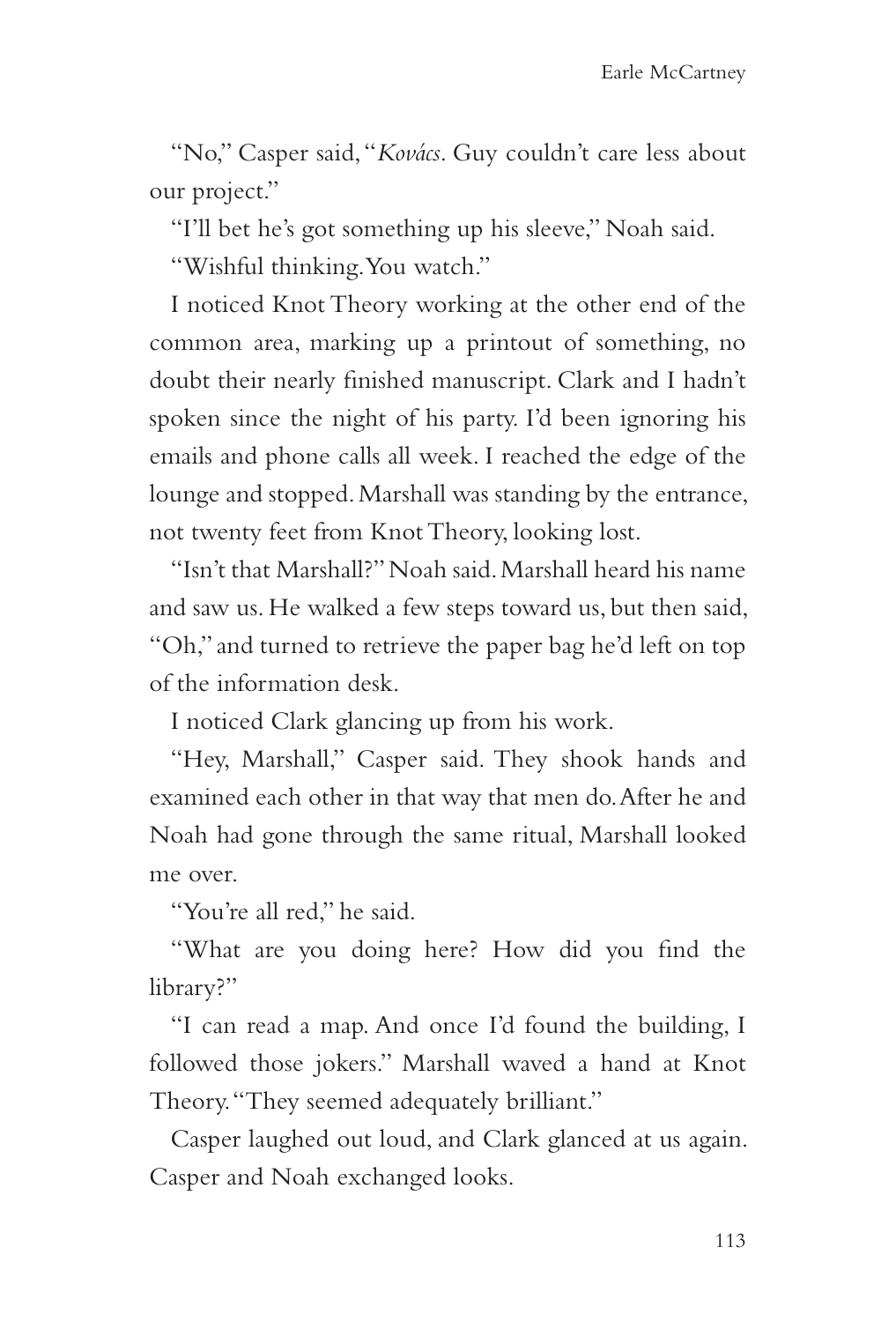"No," Casper said, "*Kovács*. Guy couldn't care less about our project."

"I'll bet he's got something up his sleeve," Noah said.

"Wishful thinking. You watch."

I noticed Knot Theory working at the other end of the common area, marking up a printout of something, no doubt their nearly finished manuscript. Clark and I hadn't spoken since the night of his party. I'd been ignoring his emails and phone calls all week. I reached the edge of the lounge and stopped. Marshall was standing by the entrance, not twenty feet from Knot Theory, looking lost.

"Isn't that Marshall?" Noah said. Marshall heard his name and saw us. He walked a few steps toward us, but then said, "Oh," and turned to retrieve the paper bag he'd left on top of the information desk.

I noticed Clark glancing up from his work.

"Hey, Marshall," Casper said. They shook hands and examined each other in that way that men do. After he and Noah had gone through the same ritual, Marshall looked me over.

"You're all red," he said.

"What are you doing here? How did you find the library?"

"I can read a map. And once I'd found the building, I followed those jokers." Marshall waved a hand at Knot Theory. "They seemed adequately brilliant."

Casper laughed out loud, and Clark glanced at us again. Casper and Noah exchanged looks.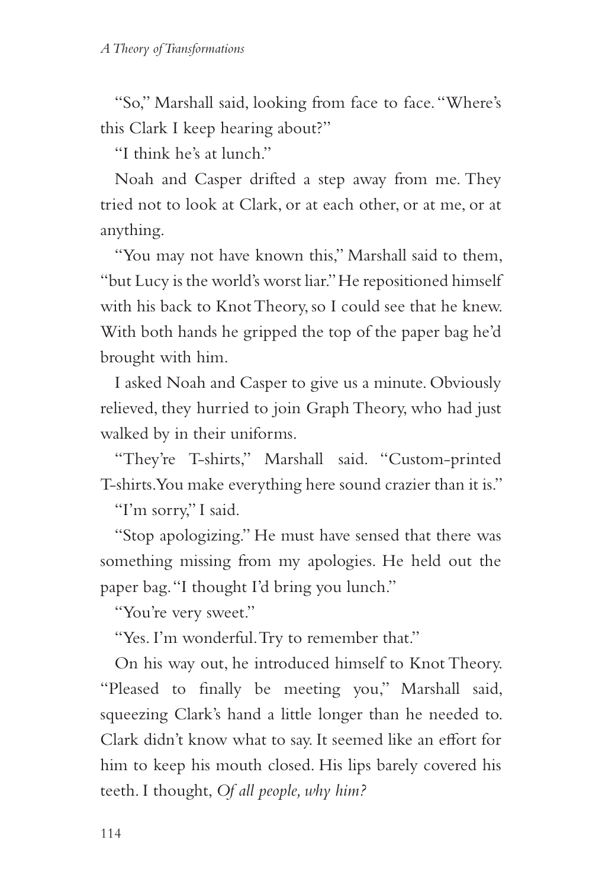"So," Marshall said, looking from face to face. "Where's this Clark I keep hearing about?"

"I think he's at lunch."

Noah and Casper drifted a step away from me. They tried not to look at Clark, or at each other, or at me, or at anything.

"You may not have known this," Marshall said to them, "but Lucy is the world's worst liar." He repositioned himself with his back to Knot Theory, so I could see that he knew. With both hands he gripped the top of the paper bag he'd brought with him.

I asked Noah and Casper to give us a minute. Obviously relieved, they hurried to join Graph Theory, who had just walked by in their uniforms.

"They're T-shirts," Marshall said. "Custom-printed T-shirts. You make everything here sound crazier than it is."

"I'm sorry," I said.

"Stop apologizing." He must have sensed that there was something missing from my apologies. He held out the paper bag. "I thought I'd bring you lunch."

"You're very sweet."

"Yes. I'm wonderful. Try to remember that."

On his way out, he introduced himself to Knot Theory. "Pleased to finally be meeting you," Marshall said, squeezing Clark's hand a little longer than he needed to. Clark didn't know what to say. It seemed like an effort for him to keep his mouth closed. His lips barely covered his teeth. I thought, *Of all people, why him?*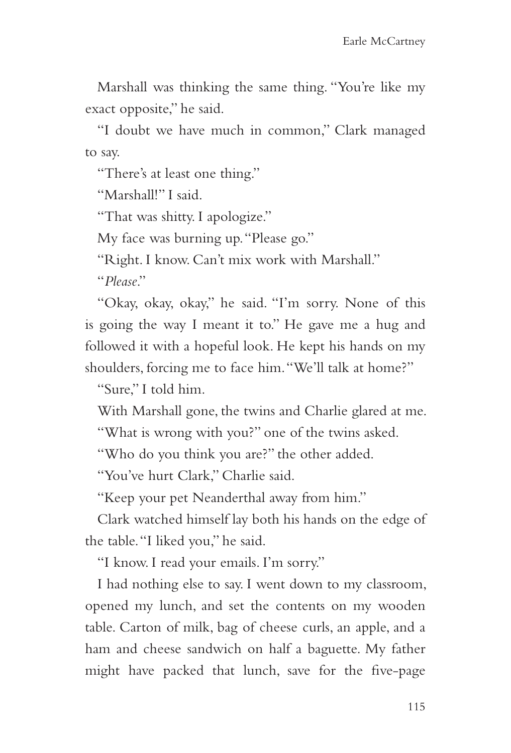Marshall was thinking the same thing. "You're like my exact opposite," he said.

"I doubt we have much in common," Clark managed to say.

"There's at least one thing."

"Marshall!" I said.

"That was shitty. I apologize."

My face was burning up. "Please go."

"Right. I know. Can't mix work with Marshall."

"*Please*."

"Okay, okay, okay," he said. "I'm sorry. None of this is going the way I meant it to." He gave me a hug and followed it with a hopeful look. He kept his hands on my shoulders, forcing me to face him. "We'll talk at home?"

"Sure," I told him.

With Marshall gone, the twins and Charlie glared at me.

"What is wrong with you?" one of the twins asked.

"Who do you think you are?" the other added.

"You've hurt Clark," Charlie said.

"Keep your pet Neanderthal away from him."

Clark watched himself lay both his hands on the edge of the table. "I liked you," he said.

"I know. I read your emails. I'm sorry."

I had nothing else to say. I went down to my classroom, opened my lunch, and set the contents on my wooden table. Carton of milk, bag of cheese curls, an apple, and a ham and cheese sandwich on half a baguette. My father might have packed that lunch, save for the five-page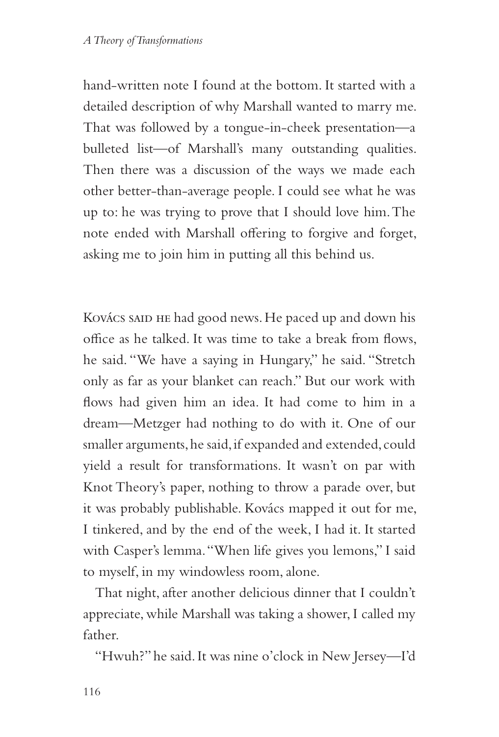hand-written note I found at the bottom. It started with a detailed description of why Marshall wanted to marry me. That was followed by a tongue-in-cheek presentation—a bulleted list—of Marshall's many outstanding qualities. Then there was a discussion of the ways we made each other better-than-average people. I could see what he was up to: he was trying to prove that I should love him. The note ended with Marshall offering to forgive and forget, asking me to join him in putting all this behind us.

Kovács said he had good news. He paced up and down his office as he talked. It was time to take a break from flows, he said. "We have a saying in Hungary," he said. "Stretch only as far as your blanket can reach." But our work with flows had given him an idea. It had come to him in a dream—Metzger had nothing to do with it. One of our smaller arguments, he said, if expanded and extended, could yield a result for transformations. It wasn't on par with Knot Theory's paper, nothing to throw a parade over, but it was probably publishable. Kovács mapped it out for me, I tinkered, and by the end of the week, I had it. It started with Casper's lemma. "When life gives you lemons," I said to myself, in my windowless room, alone.

That night, after another delicious dinner that I couldn't appreciate, while Marshall was taking a shower, I called my father.

"Hwuh?" he said. It was nine o'clock in New Jersey—I'd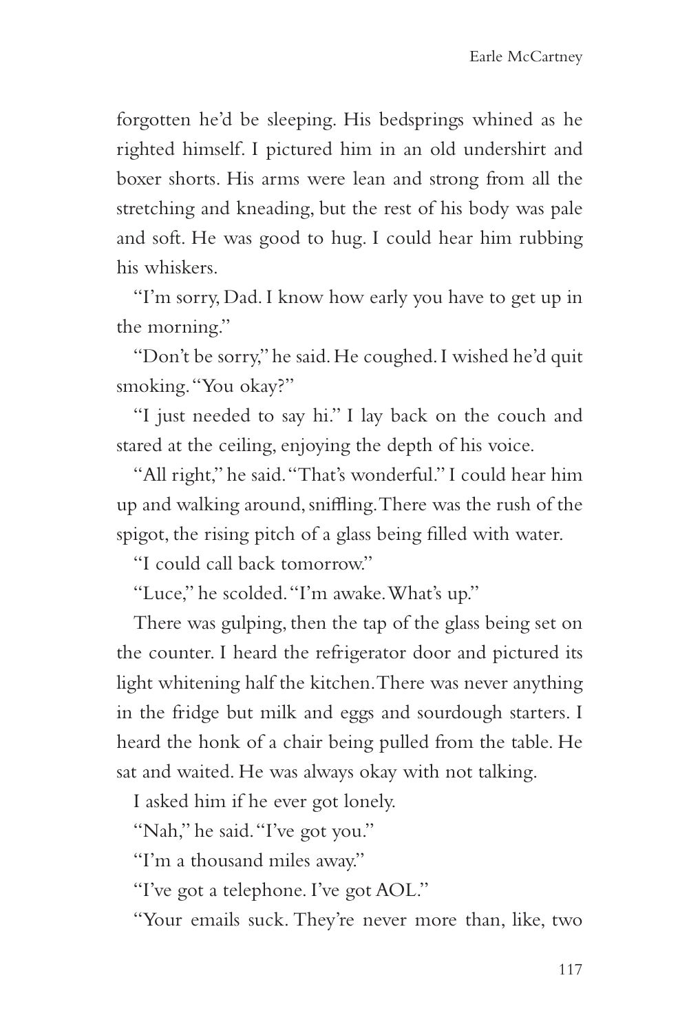forgotten he'd be sleeping. His bedsprings whined as he righted himself. I pictured him in an old undershirt and boxer shorts. His arms were lean and strong from all the stretching and kneading, but the rest of his body was pale and soft. He was good to hug. I could hear him rubbing his whiskers.

"I'm sorry, Dad. I know how early you have to get up in the morning."

"Don't be sorry," he said. He coughed. I wished he'd quit smoking. "You okay?"

"I just needed to say hi." I lay back on the couch and stared at the ceiling, enjoying the depth of his voice.

"All right," he said. "That's wonderful." I could hear him up and walking around, sniffling. There was the rush of the spigot, the rising pitch of a glass being filled with water.

"I could call back tomorrow."

"Luce," he scolded. "I'm awake. What's up."

There was gulping, then the tap of the glass being set on the counter. I heard the refrigerator door and pictured its light whitening half the kitchen. There was never anything in the fridge but milk and eggs and sourdough starters. I heard the honk of a chair being pulled from the table. He sat and waited. He was always okay with not talking.

I asked him if he ever got lonely.

"Nah," he said. "I've got you."

"I'm a thousand miles away."

"I've got a telephone. I've got AOL."

"Your emails suck. They're never more than, like, two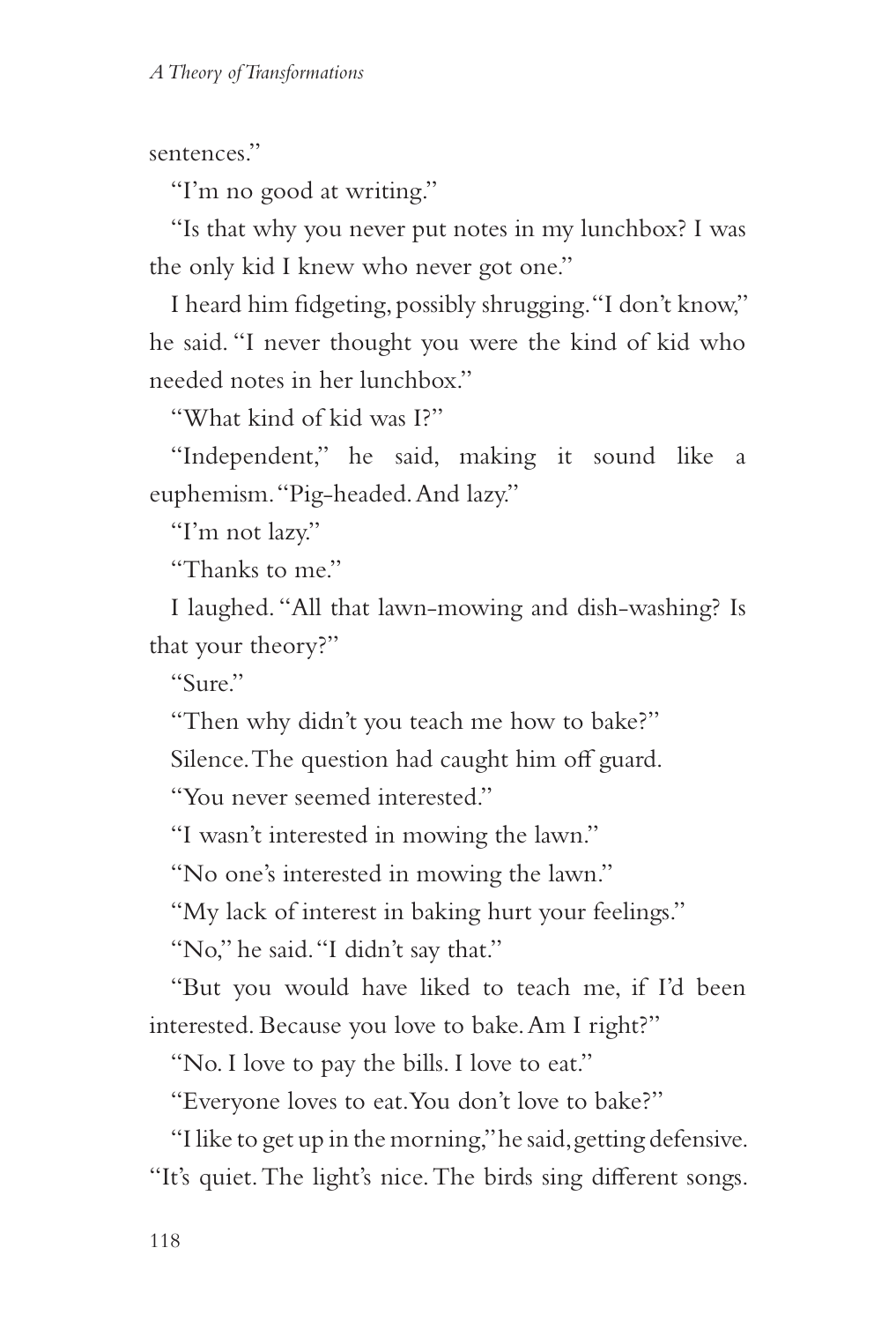sentences."

"I'm no good at writing."

"Is that why you never put notes in my lunchbox? I was the only kid I knew who never got one."

I heard him fidgeting, possibly shrugging. "I don't know," he said. "I never thought you were the kind of kid who needed notes in her lunchbox."

"What kind of kid was I?"

"Independent," he said, making it sound like a euphemism. "Pig-headed. And lazy."

"I'm not lazy."

"Thanks to me."

I laughed. "All that lawn-mowing and dish-washing? Is that your theory?"

"Sure."

"Then why didn't you teach me how to bake?"

Silence. The question had caught him off guard.

"You never seemed interested."

"I wasn't interested in mowing the lawn."

"No one's interested in mowing the lawn."

"My lack of interest in baking hurt your feelings."

"No," he said. "I didn't say that."

"But you would have liked to teach me, if I'd been interested. Because you love to bake. Am I right?"

"No. I love to pay the bills. I love to eat."

"Everyone loves to eat. You don't love to bake?"

"I like to get up in the morning," he said, getting defensive. "It's quiet. The light's nice. The birds sing different songs.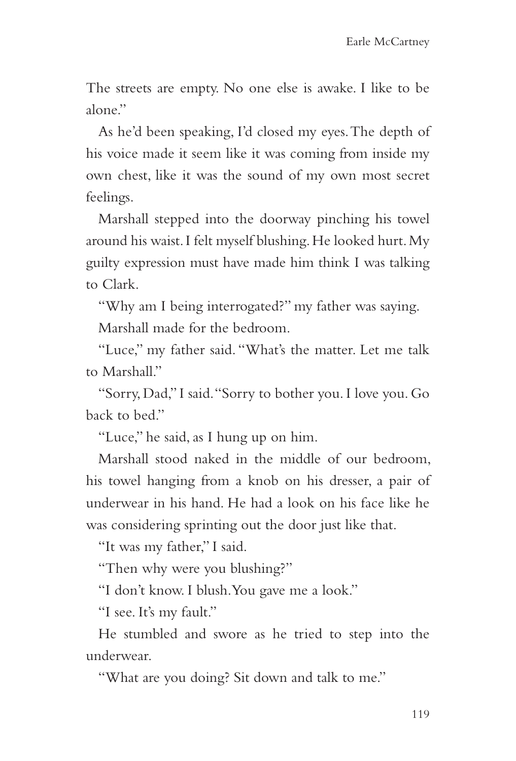The streets are empty. No one else is awake. I like to be alone."

As he'd been speaking, I'd closed my eyes. The depth of his voice made it seem like it was coming from inside my own chest, like it was the sound of my own most secret feelings.

Marshall stepped into the doorway pinching his towel around his waist. I felt myself blushing. He looked hurt. My guilty expression must have made him think I was talking to Clark.

"Why am I being interrogated?" my father was saying.

Marshall made for the bedroom.

"Luce," my father said. "What's the matter. Let me talk to Marshall."

"Sorry, Dad," I said. "Sorry to bother you. I love you. Go back to bed."

"Luce," he said, as I hung up on him.

Marshall stood naked in the middle of our bedroom, his towel hanging from a knob on his dresser, a pair of underwear in his hand. He had a look on his face like he was considering sprinting out the door just like that.

"It was my father," I said.

"Then why were you blushing?"

"I don't know. I blush. You gave me a look."

"I see. It's my fault."

He stumbled and swore as he tried to step into the underwear.

"What are you doing? Sit down and talk to me."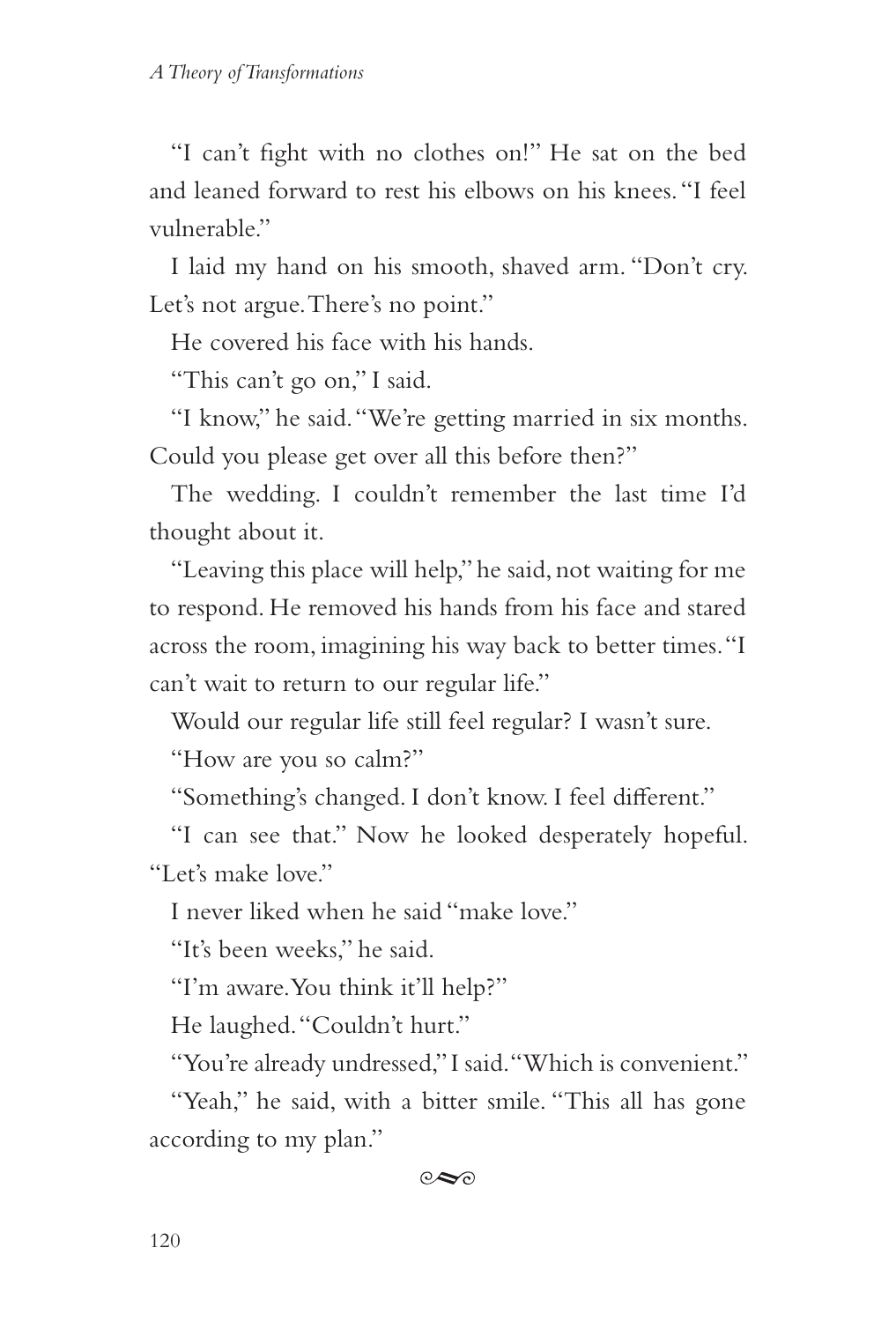"I can't fight with no clothes on!" He sat on the bed and leaned forward to rest his elbows on his knees. "I feel vulnerable."

I laid my hand on his smooth, shaved arm. "Don't cry. Let's not argue. There's no point."

He covered his face with his hands.

"This can't go on," I said.

"I know," he said. "We're getting married in six months. Could you please get over all this before then?"

The wedding. I couldn't remember the last time I'd thought about it.

"Leaving this place will help," he said, not waiting for me to respond. He removed his hands from his face and stared across the room, imagining his way back to better times. "I can't wait to return to our regular life."

Would our regular life still feel regular? I wasn't sure.

"How are you so calm?"

"Something's changed. I don't know. I feel different."

"I can see that." Now he looked desperately hopeful. "Let's make love."

I never liked when he said "make love."

"It's been weeks," he said.

"I'm aware. You think it'll help?"

He laughed. "Couldn't hurt."

"You're already undressed," I said. "Which is convenient."

"Yeah," he said, with a bitter smile. "This all has gone according to my plan."

⁂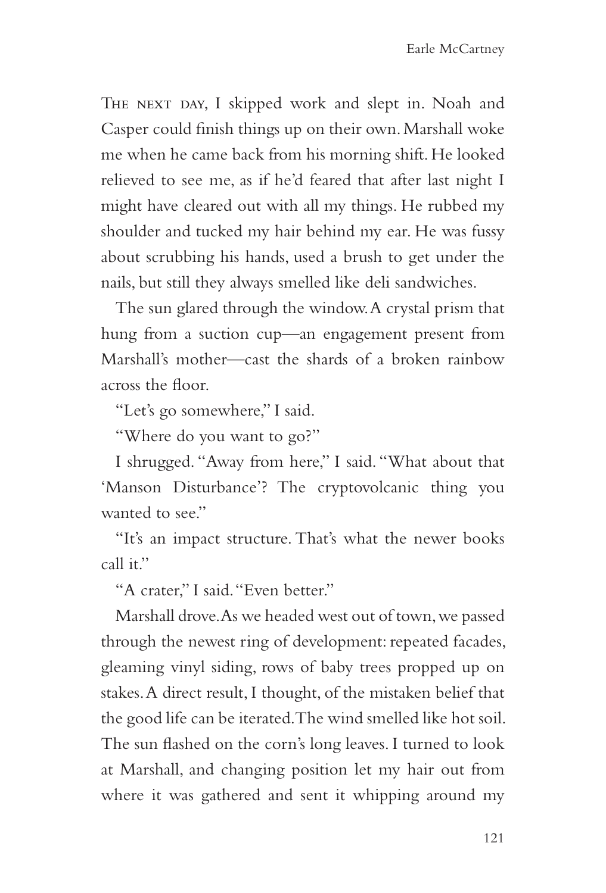The next day, I skipped work and slept in. Noah and Casper could finish things up on their own. Marshall woke me when he came back from his morning shift. He looked relieved to see me, as if he'd feared that after last night I might have cleared out with all my things. He rubbed my shoulder and tucked my hair behind my ear. He was fussy about scrubbing his hands, used a brush to get under the nails, but still they always smelled like deli sandwiches.

The sun glared through the window. A crystal prism that hung from a suction cup—an engagement present from Marshall's mother—cast the shards of a broken rainbow across the floor.

"Let's go somewhere," I said.

"Where do you want to go?"

I shrugged. "Away from here," I said. "What about that 'Manson Disturbance'? The cryptovolcanic thing you wanted to see."

"It's an impact structure. That's what the newer books call it."

"A crater," I said. "Even better."

Marshall drove. As we headed west out of town, we passed through the newest ring of development: repeated facades, gleaming vinyl siding, rows of baby trees propped up on stakes. A direct result, I thought, of the mistaken belief that the good life can be iterated. The wind smelled like hot soil. The sun flashed on the corn's long leaves. I turned to look at Marshall, and changing position let my hair out from where it was gathered and sent it whipping around my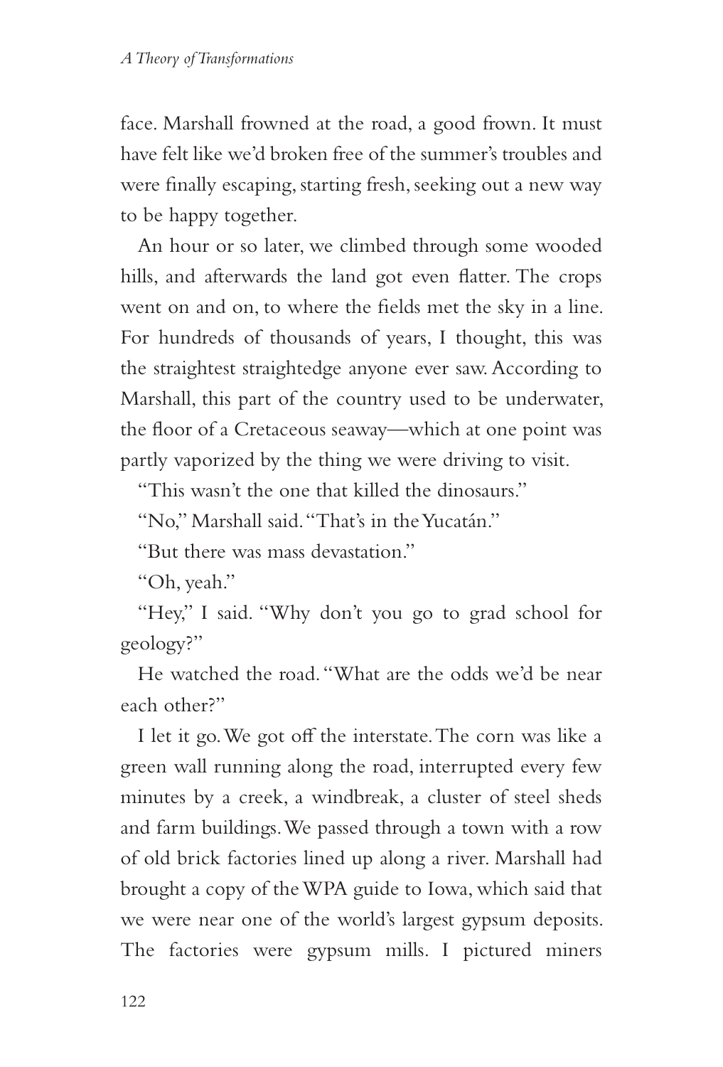face. Marshall frowned at the road, a good frown. It must have felt like we'd broken free of the summer's troubles and were finally escaping, starting fresh, seeking out a new way to be happy together.

An hour or so later, we climbed through some wooded hills, and afterwards the land got even flatter. The crops went on and on, to where the fields met the sky in a line. For hundreds of thousands of years, I thought, this was the straightest straightedge anyone ever saw. According to Marshall, this part of the country used to be underwater, the floor of a Cretaceous seaway—which at one point was partly vaporized by the thing we were driving to visit.

"This wasn't the one that killed the dinosaurs."

"No," Marshall said. "That's in the Yucatán."

"But there was mass devastation."

"Oh, yeah."

"Hey," I said. "Why don't you go to grad school for geology?"

He watched the road. "What are the odds we'd be near each other?"

I let it go. We got off the interstate. The corn was like a green wall running along the road, interrupted every few minutes by a creek, a windbreak, a cluster of steel sheds and farm buildings. We passed through a town with a row of old brick factories lined up along a river. Marshall had brought a copy of the WPA guide to Iowa, which said that we were near one of the world's largest gypsum deposits. The factories were gypsum mills. I pictured miners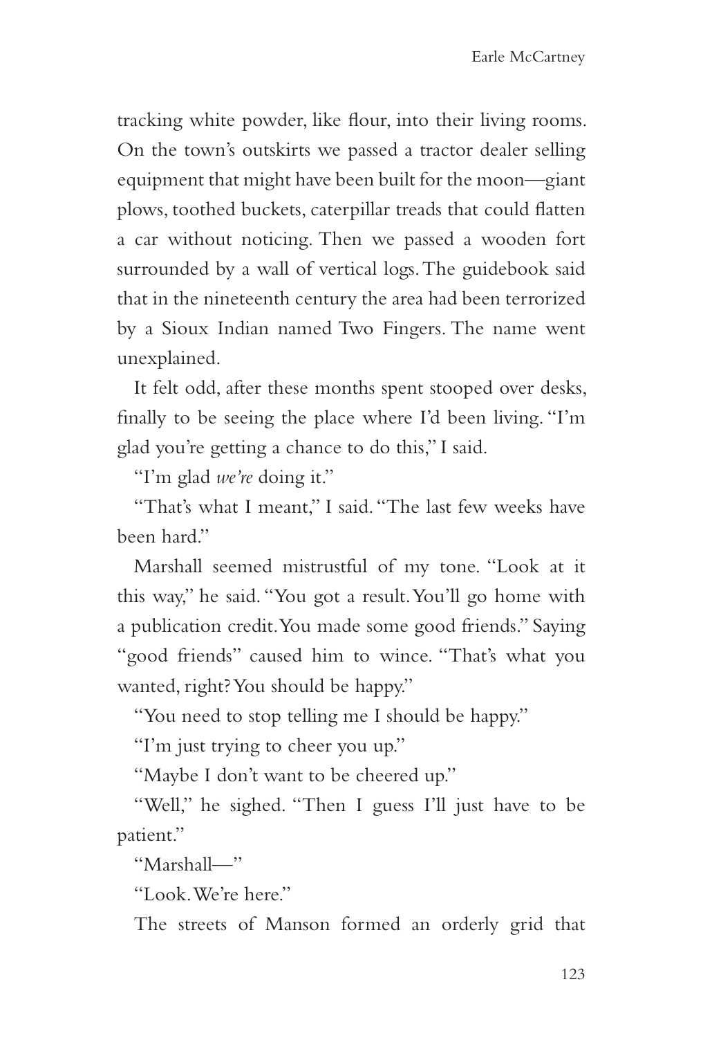tracking white powder, like flour, into their living rooms. On the town's outskirts we passed a tractor dealer selling equipment that might have been built for the moon—giant plows, toothed buckets, caterpillar treads that could flatten a car without noticing. Then we passed a wooden fort surrounded by a wall of vertical logs. The guidebook said that in the nineteenth century the area had been terrorized by a Sioux Indian named Two Fingers. The name went unexplained.

It felt odd, after these months spent stooped over desks, finally to be seeing the place where I'd been living. "I'm glad you're getting a chance to do this," I said.

"I'm glad *we're* doing it."

"That's what I meant," I said. "The last few weeks have been hard."

Marshall seemed mistrustful of my tone. "Look at it this way," he said. "You got a result. You'll go home with a publication credit. You made some good friends." Saying "good friends" caused him to wince. "That's what you wanted, right? You should be happy."

"You need to stop telling me I should be happy."

"I'm just trying to cheer you up."

"Maybe I don't want to be cheered up."

"Well," he sighed. "Then I guess I'll just have to be patient."

"Marshall—"

"Look. We're here."

The streets of Manson formed an orderly grid that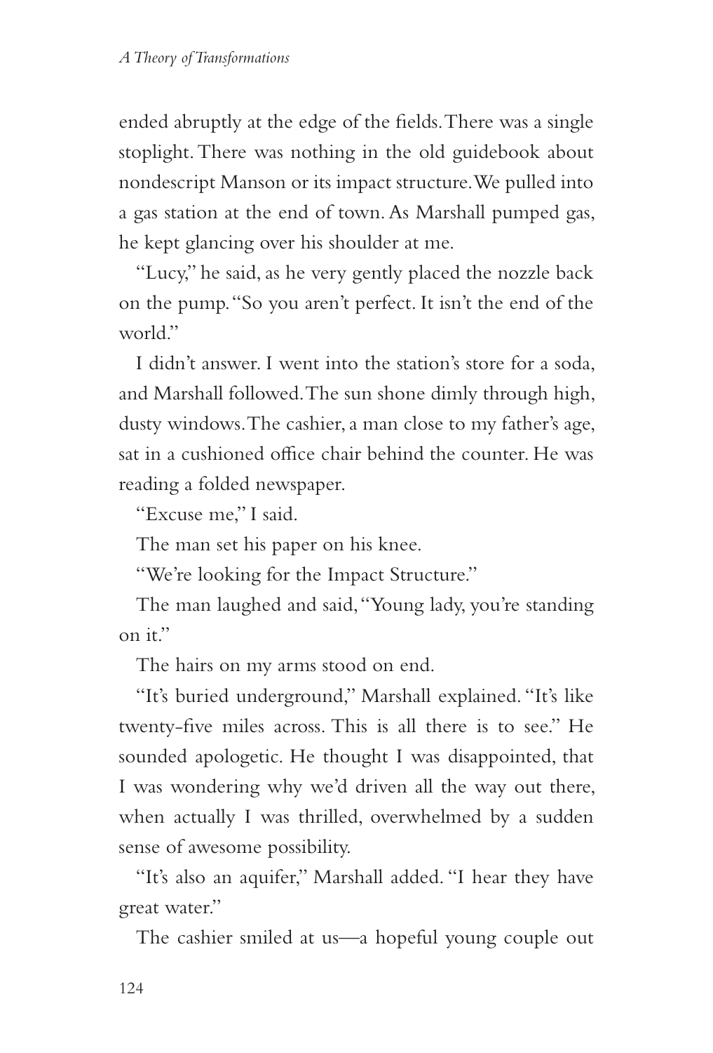ended abruptly at the edge of the fields. There was a single stoplight. There was nothing in the old guidebook about nondescript Manson or its impact structure. We pulled into a gas station at the end of town. As Marshall pumped gas, he kept glancing over his shoulder at me.

"Lucy," he said, as he very gently placed the nozzle back on the pump. "So you aren't perfect. It isn't the end of the world."

I didn't answer. I went into the station's store for a soda, and Marshall followed. The sun shone dimly through high, dusty windows. The cashier, a man close to my father's age, sat in a cushioned office chair behind the counter. He was reading a folded newspaper.

"Excuse me," I said.

The man set his paper on his knee.

"We're looking for the Impact Structure."

The man laughed and said, "Young lady, you're standing on it."

The hairs on my arms stood on end.

"It's buried underground," Marshall explained. "It's like twenty-five miles across. This is all there is to see." He sounded apologetic. He thought I was disappointed, that I was wondering why we'd driven all the way out there, when actually I was thrilled, overwhelmed by a sudden sense of awesome possibility.

"It's also an aquifer," Marshall added. "I hear they have great water."

The cashier smiled at us—a hopeful young couple out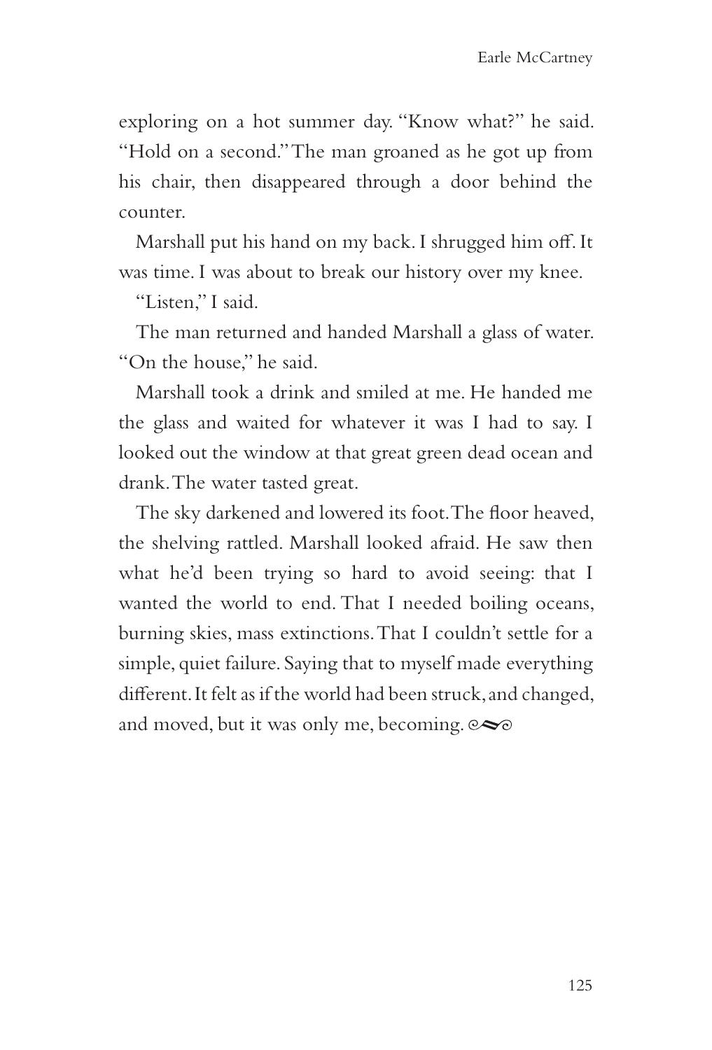exploring on a hot summer day. "Know what?" he said. "Hold on a second." The man groaned as he got up from his chair, then disappeared through a door behind the counter.

Marshall put his hand on my back. I shrugged him off. It was time. I was about to break our history over my knee.

"Listen," I said.

The man returned and handed Marshall a glass of water. "On the house," he said.

Marshall took a drink and smiled at me. He handed me the glass and waited for whatever it was I had to say. I looked out the window at that great green dead ocean and drank. The water tasted great.

The sky darkened and lowered its foot. The floor heaved, the shelving rattled. Marshall looked afraid. He saw then what he'd been trying so hard to avoid seeing: that I wanted the world to end. That I needed boiling oceans, burning skies, mass extinctions. That I couldn't settle for a simple, quiet failure. Saying that to myself made everything different. It felt as if the world had been struck, and changed, and moved, but it was only me, becoming.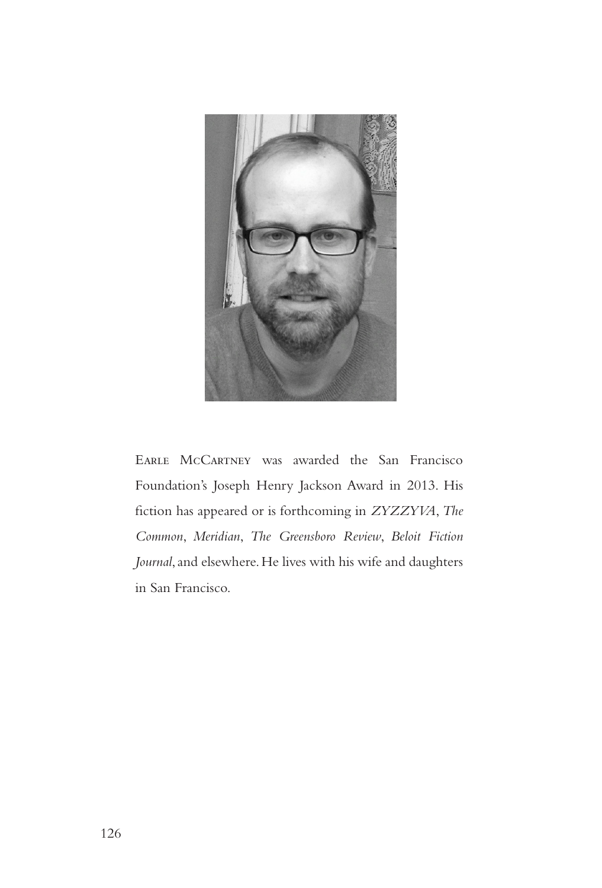Earle McCartney was awarded the San Francisco Foundation's Joseph Henry Jackson Award in 2013. His fiction has appeared or is forthcoming in *ZYZZYVA*, *The Common*, *Meridian*, *The Greensboro Review*, *Beloit Fiction Journal*, and elsewhere. He lives with his wife and daughters in San Francisco.